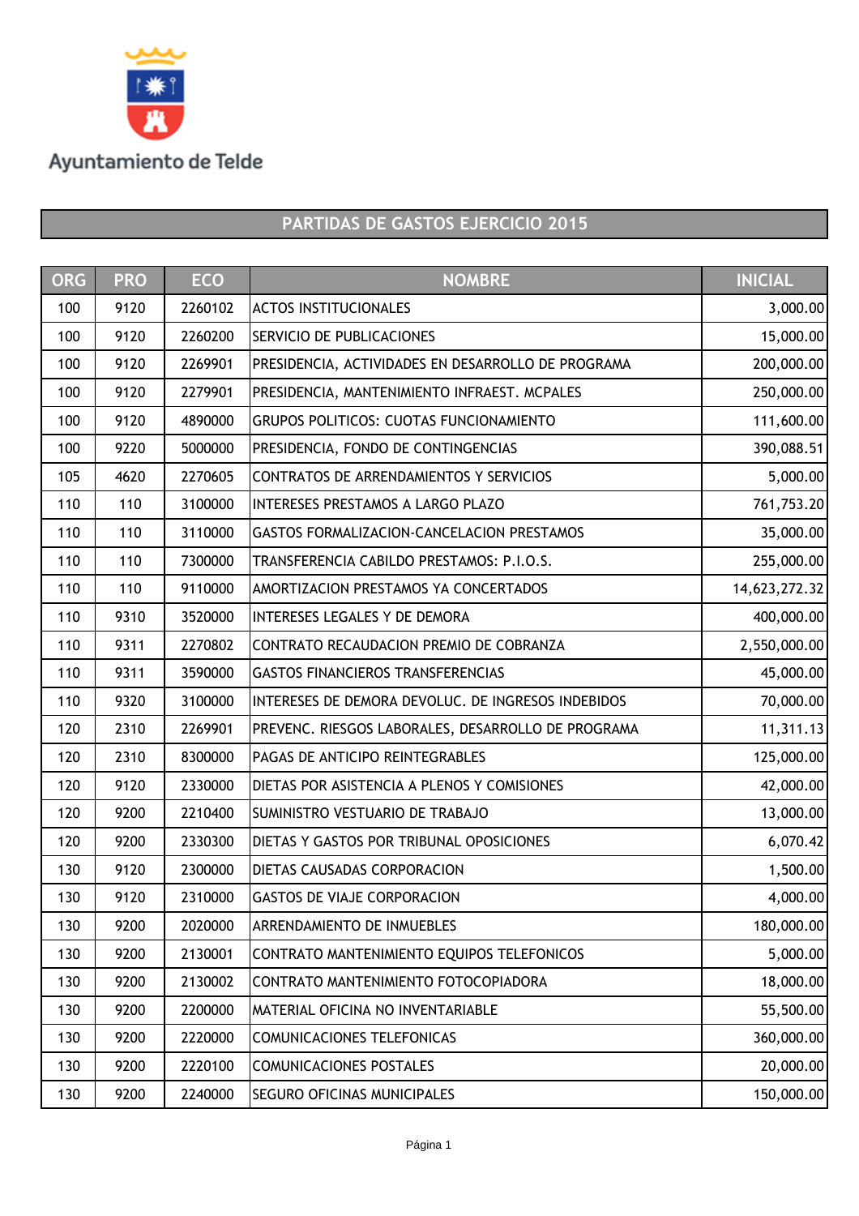Ayuntamiento de Telde

# PARTIDAS DE GASTOS EJERCICIO 2015

| ORG | PRO | ECO | NOMBRE | INICIAL |
|---|---|---|---|---|
| 100 | 9120 | 2260102 | ACTOS INSTITUCIONALES | 3,000.00 |
| 100 | 9120 | 2260200 | SERVICIO DE PUBLICACIONES | 15,000.00 |
| 100 | 9120 | 2269901 | PRESIDENCIA, ACTIVIDADES EN DESARROLLO DE PROGRAMA | 200,000.00 |
| 100 | 9120 | 2279901 | PRESIDENCIA, MANTENIMIENTO INFRAEST. MCPALES | 250,000.00 |
| 100 | 9120 | 4890000 | GRUPOS POLITICOS: CUOTAS FUNCIONAMIENTO | 111,600.00 |
| 100 | 9220 | 5000000 | PRESIDENCIA, FONDO DE CONTINGENCIAS | 390,088.51 |
| 105 | 4620 | 2270605 | CONTRATOS DE ARRENDAMIENTOS Y SERVICIOS | 5,000.00 |
| 110 | 110 | 3100000 | INTERESES PRESTAMOS A LARGO PLAZO | 761,753.20 |
| 110 | 110 | 3110000 | GASTOS FORMALIZACION-CANCELACION PRESTAMOS | 35,000.00 |
| 110 | 110 | 7300000 | TRANSFERENCIA CABILDO PRESTAMOS: P.I.O.S. | 255,000.00 |
| 110 | 110 | 9110000 | AMORTIZACION PRESTAMOS YA CONCERTADOS | 14,623,272.32 |
| 110 | 9310 | 3520000 | INTERESES LEGALES Y DE DEMORA | 400,000.00 |
| 110 | 9311 | 2270802 | CONTRATO RECAUDACION PREMIO DE COBRANZA | 2,550,000.00 |
| 110 | 9311 | 3590000 | GASTOS FINANCIEROS TRANSFERENCIAS | 45,000.00 |
| 110 | 9320 | 3100000 | INTERESES DE DEMORA DEVOLUC. DE INGRESOS INDEBIDOS | 70,000.00 |
| 120 | 2310 | 2269901 | PREVENC. RIESGOS LABORALES, DESARROLLO DE PROGRAMA | 11,311.13 |
| 120 | 2310 | 8300000 | PAGAS DE ANTICIPO REINTEGRABLES | 125,000.00 |
| 120 | 9120 | 2330000 | DIETAS POR ASISTENCIA A PLENOS Y COMISIONES | 42,000.00 |
| 120 | 9200 | 2210400 | SUMINISTRO VESTUARIO DE TRABAJO | 13,000.00 |
| 120 | 9200 | 2330300 | DIETAS Y GASTOS POR TRIBUNAL OPOSICIONES | 6,070.42 |
| 130 | 9120 | 2300000 | DIETAS CAUSADAS CORPORACION | 1,500.00 |
| 130 | 9120 | 2310000 | GASTOS DE VIAJE CORPORACION | 4,000.00 |
| 130 | 9200 | 2020000 | ARRENDAMIENTO DE INMUEBLES | 180,000.00 |
| 130 | 9200 | 2130001 | CONTRATO MANTENIMIENTO EQUIPOS TELEFONICOS | 5,000.00 |
| 130 | 9200 | 2130002 | CONTRATO MANTENIMIENTO FOTOCOPIADORA | 18,000.00 |
| 130 | 9200 | 2200000 | MATERIAL OFICINA NO INVENTARIABLE | 55,500.00 |
| 130 | 9200 | 2220000 | COMUNICACIONES TELEFONICAS | 360,000.00 |
| 130 | 9200 | 2220100 | COMUNICACIONES POSTALES | 20,000.00 |
| 130 | 9200 | 2240000 | SEGURO OFICINAS MUNICIPALES | 150,000.00 |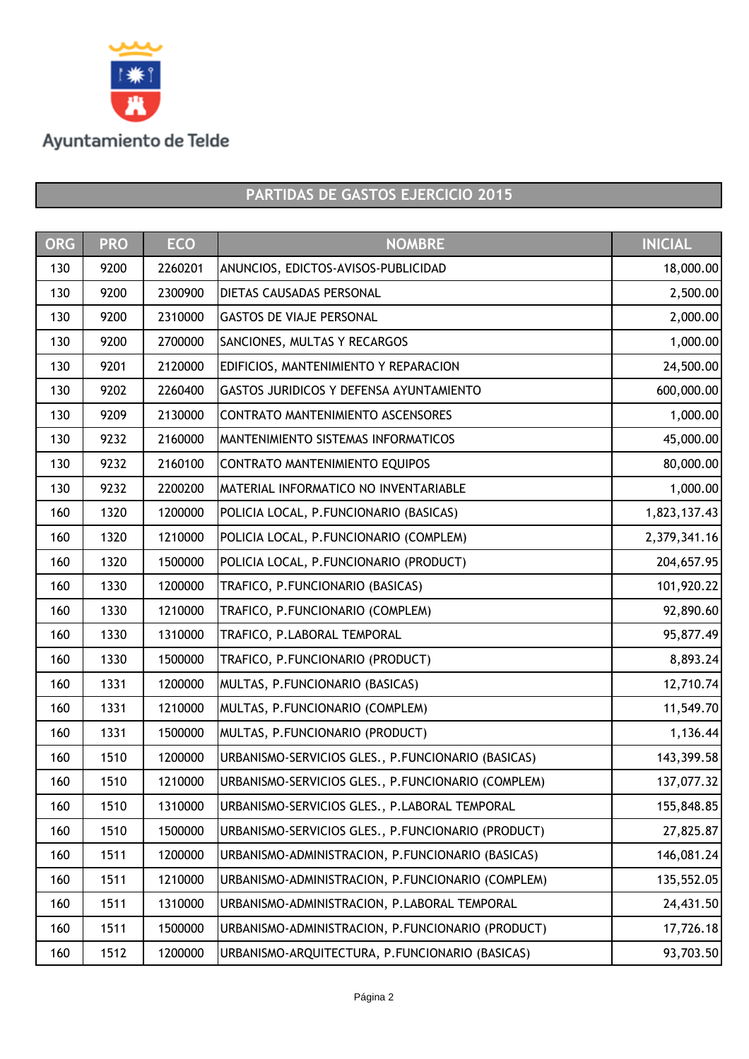Ayuntamiento de Telde

## PARTIDAS DE GASTOS EJERCICIO 2015

| ORG | PRO | ECO | NOMBRE | INICIAL |
|---|---|---|---|---|
| 130 | 9200 | 2260201 | ANUNCIOS, EDICTOS-AVISOS-PUBLICIDAD | 18,000.00 |
| 130 | 9200 | 2300900 | DIETAS CAUSADAS PERSONAL | 2,500.00 |
| 130 | 9200 | 2310000 | GASTOS DE VIAJE PERSONAL | 2,000.00 |
| 130 | 9200 | 2700000 | SANCIONES, MULTAS Y RECARGOS | 1,000.00 |
| 130 | 9201 | 2120000 | EDIFICIOS, MANTENIMIENTO Y REPARACION | 24,500.00 |
| 130 | 9202 | 2260400 | GASTOS JURIDICOS Y DEFENSA AYUNTAMIENTO | 600,000.00 |
| 130 | 9209 | 2130000 | CONTRATO MANTENIMIENTO ASCENSORES | 1,000.00 |
| 130 | 9232 | 2160000 | MANTENIMIENTO SISTEMAS INFORMATICOS | 45,000.00 |
| 130 | 9232 | 2160100 | CONTRATO MANTENIMIENTO EQUIPOS | 80,000.00 |
| 130 | 9232 | 2200200 | MATERIAL INFORMATICO NO INVENTARIABLE | 1,000.00 |
| 160 | 1320 | 1200000 | POLICIA LOCAL, P.FUNCIONARIO (BASICAS) | 1,823,137.43 |
| 160 | 1320 | 1210000 | POLICIA LOCAL, P.FUNCIONARIO (COMPLEM) | 2,379,341.16 |
| 160 | 1320 | 1500000 | POLICIA LOCAL, P.FUNCIONARIO (PRODUCT) | 204,657.95 |
| 160 | 1330 | 1200000 | TRAFICO, P.FUNCIONARIO (BASICAS) | 101,920.22 |
| 160 | 1330 | 1210000 | TRAFICO, P.FUNCIONARIO (COMPLEM) | 92,890.60 |
| 160 | 1330 | 1310000 | TRAFICO, P.LABORAL TEMPORAL | 95,877.49 |
| 160 | 1330 | 1500000 | TRAFICO, P.FUNCIONARIO (PRODUCT) | 8,893.24 |
| 160 | 1331 | 1200000 | MULTAS, P.FUNCIONARIO (BASICAS) | 12,710.74 |
| 160 | 1331 | 1210000 | MULTAS, P.FUNCIONARIO (COMPLEM) | 11,549.70 |
| 160 | 1331 | 1500000 | MULTAS, P.FUNCIONARIO (PRODUCT) | 1,136.44 |
| 160 | 1510 | 1200000 | URBANISMO-SERVICIOS GLES., P.FUNCIONARIO (BASICAS) | 143,399.58 |
| 160 | 1510 | 1210000 | URBANISMO-SERVICIOS GLES., P.FUNCIONARIO (COMPLEM) | 137,077.32 |
| 160 | 1510 | 1310000 | URBANISMO-SERVICIOS GLES., P.LABORAL TEMPORAL | 155,848.85 |
| 160 | 1510 | 1500000 | URBANISMO-SERVICIOS GLES., P.FUNCIONARIO (PRODUCT) | 27,825.87 |
| 160 | 1511 | 1200000 | URBANISMO-ADMINISTRACION, P.FUNCIONARIO (BASICAS) | 146,081.24 |
| 160 | 1511 | 1210000 | URBANISMO-ADMINISTRACION, P.FUNCIONARIO (COMPLEM) | 135,552.05 |
| 160 | 1511 | 1310000 | URBANISMO-ADMINISTRACION, P.LABORAL TEMPORAL | 24,431.50 |
| 160 | 1511 | 1500000 | URBANISMO-ADMINISTRACION, P.FUNCIONARIO (PRODUCT) | 17,726.18 |
| 160 | 1512 | 1200000 | URBANISMO-ARQUITECTURA, P.FUNCIONARIO (BASICAS) | 93,703.50 |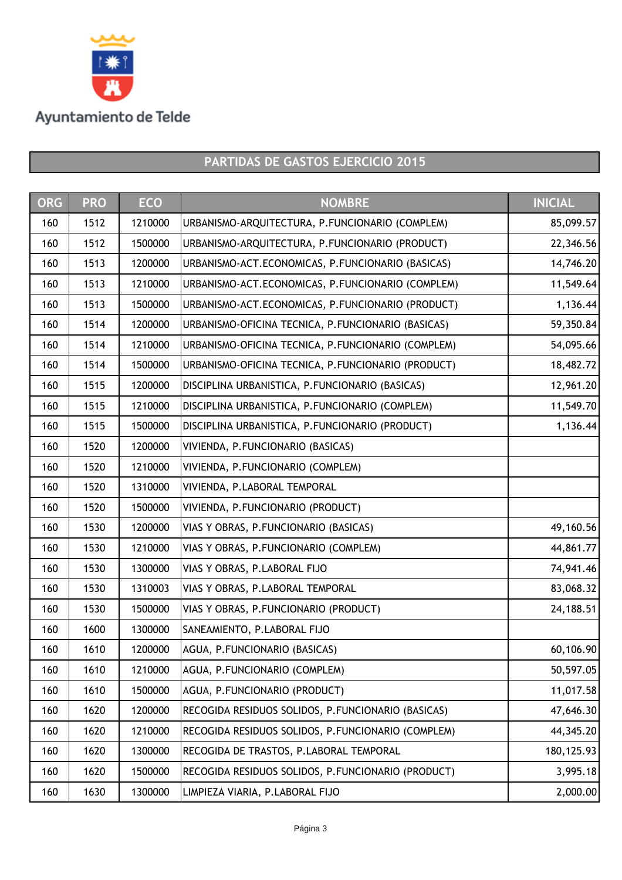Ayuntamiento de Telde

## PARTIDAS DE GASTOS EJERCICIO 2015

| ORG | PRO | ECO | NOMBRE | INICIAL |
|---|---|---|---|---|
| 160 | 1512 | 1210000 | URBANISMO-ARQUITECTURA, P.FUNCIONARIO (COMPLEM) | 85,099.57 |
| 160 | 1512 | 1500000 | URBANISMO-ARQUITECTURA, P.FUNCIONARIO (PRODUCT) | 22,346.56 |
| 160 | 1513 | 1200000 | URBANISMO-ACT.ECONOMICAS, P.FUNCIONARIO (BASICAS) | 14,746.20 |
| 160 | 1513 | 1210000 | URBANISMO-ACT.ECONOMICAS, P.FUNCIONARIO (COMPLEM) | 11,549.64 |
| 160 | 1513 | 1500000 | URBANISMO-ACT.ECONOMICAS, P.FUNCIONARIO (PRODUCT) | 1,136.44 |
| 160 | 1514 | 1200000 | URBANISMO-OFICINA TECNICA, P.FUNCIONARIO (BASICAS) | 59,350.84 |
| 160 | 1514 | 1210000 | URBANISMO-OFICINA TECNICA, P.FUNCIONARIO (COMPLEM) | 54,095.66 |
| 160 | 1514 | 1500000 | URBANISMO-OFICINA TECNICA, P.FUNCIONARIO (PRODUCT) | 18,482.72 |
| 160 | 1515 | 1200000 | DISCIPLINA URBANISTICA, P.FUNCIONARIO (BASICAS) | 12,961.20 |
| 160 | 1515 | 1210000 | DISCIPLINA URBANISTICA, P.FUNCIONARIO (COMPLEM) | 11,549.70 |
| 160 | 1515 | 1500000 | DISCIPLINA URBANISTICA, P.FUNCIONARIO (PRODUCT) | 1,136.44 |
| 160 | 1520 | 1200000 | VIVIENDA, P.FUNCIONARIO (BASICAS) | |
| 160 | 1520 | 1210000 | VIVIENDA, P.FUNCIONARIO (COMPLEM) | |
| 160 | 1520 | 1310000 | VIVIENDA, P.LABORAL TEMPORAL | |
| 160 | 1520 | 1500000 | VIVIENDA, P.FUNCIONARIO (PRODUCT) | |
| 160 | 1530 | 1200000 | VIAS Y OBRAS, P.FUNCIONARIO (BASICAS) | 49,160.56 |
| 160 | 1530 | 1210000 | VIAS Y OBRAS, P.FUNCIONARIO (COMPLEM) | 44,861.77 |
| 160 | 1530 | 1300000 | VIAS Y OBRAS, P.LABORAL FIJO | 74,941.46 |
| 160 | 1530 | 1310003 | VIAS Y OBRAS, P.LABORAL TEMPORAL | 83,068.32 |
| 160 | 1530 | 1500000 | VIAS Y OBRAS, P.FUNCIONARIO (PRODUCT) | 24,188.51 |
| 160 | 1600 | 1300000 | SANEAMIENTO, P.LABORAL FIJO | |
| 160 | 1610 | 1200000 | AGUA, P.FUNCIONARIO (BASICAS) | 60,106.90 |
| 160 | 1610 | 1210000 | AGUA, P.FUNCIONARIO (COMPLEM) | 50,597.05 |
| 160 | 1610 | 1500000 | AGUA, P.FUNCIONARIO (PRODUCT) | 11,017.58 |
| 160 | 1620 | 1200000 | RECOGIDA RESIDUOS SOLIDOS, P.FUNCIONARIO (BASICAS) | 47,646.30 |
| 160 | 1620 | 1210000 | RECOGIDA RESIDUOS SOLIDOS, P.FUNCIONARIO (COMPLEM) | 44,345.20 |
| 160 | 1620 | 1300000 | RECOGIDA DE TRASTOS, P.LABORAL TEMPORAL | 180,125.93 |
| 160 | 1620 | 1500000 | RECOGIDA RESIDUOS SOLIDOS, P.FUNCIONARIO (PRODUCT) | 3,995.18 |
| 160 | 1630 | 1300000 | LIMPIEZA VIARIA, P.LABORAL FIJO | 2,000.00 |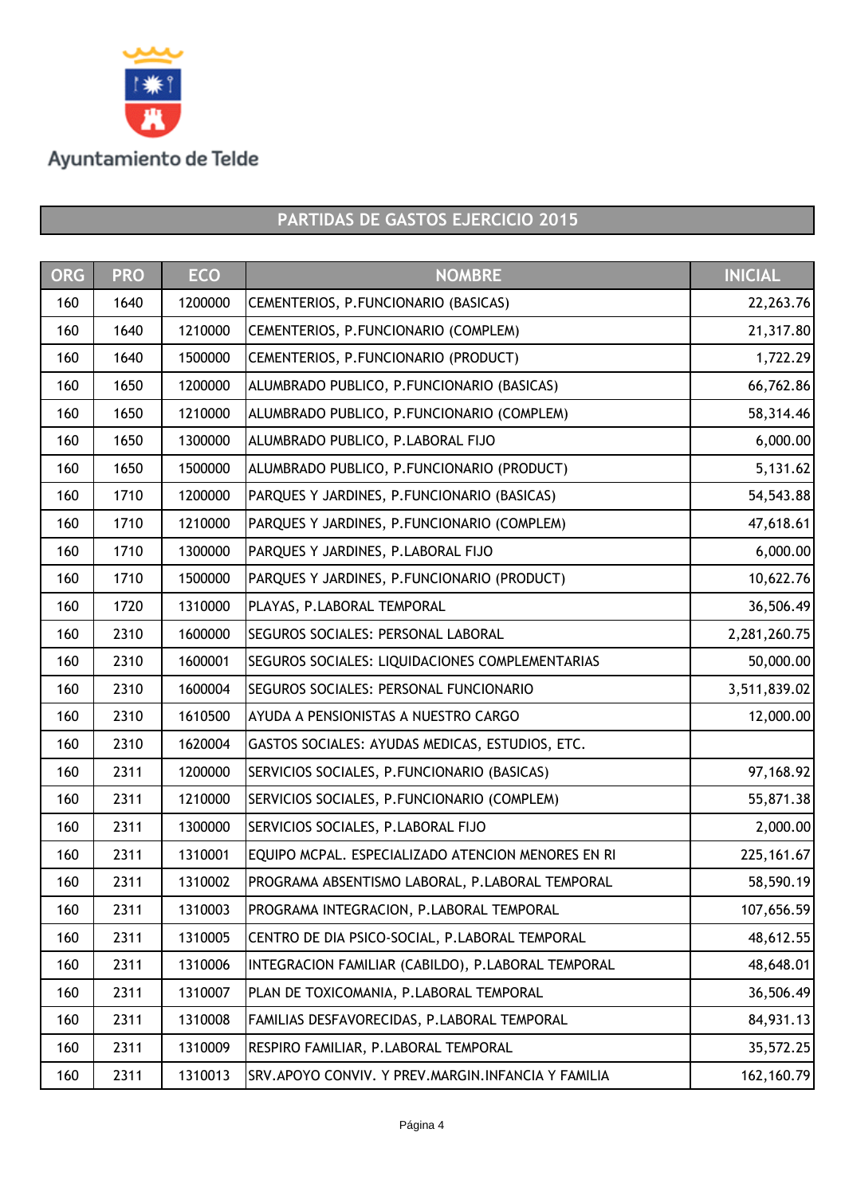Ayuntamiento de Telde

## PARTIDAS DE GASTOS EJERCICIO 2015

| ORG | PRO | ECO | NOMBRE | INICIAL |
|---|---|---|---|---|
| 160 | 1640 | 1200000 | CEMENTERIOS, P.FUNCIONARIO (BASICAS) | 22,263.76 |
| 160 | 1640 | 1210000 | CEMENTERIOS, P.FUNCIONARIO (COMPLEM) | 21,317.80 |
| 160 | 1640 | 1500000 | CEMENTERIOS, P.FUNCIONARIO (PRODUCT) | 1,722.29 |
| 160 | 1650 | 1200000 | ALUMBRADO PUBLICO, P.FUNCIONARIO (BASICAS) | 66,762.86 |
| 160 | 1650 | 1210000 | ALUMBRADO PUBLICO, P.FUNCIONARIO (COMPLEM) | 58,314.46 |
| 160 | 1650 | 1300000 | ALUMBRADO PUBLICO, P.LABORAL FIJO | 6,000.00 |
| 160 | 1650 | 1500000 | ALUMBRADO PUBLICO, P.FUNCIONARIO (PRODUCT) | 5,131.62 |
| 160 | 1710 | 1200000 | PARQUES Y JARDINES, P.FUNCIONARIO (BASICAS) | 54,543.88 |
| 160 | 1710 | 1210000 | PARQUES Y JARDINES, P.FUNCIONARIO (COMPLEM) | 47,618.61 |
| 160 | 1710 | 1300000 | PARQUES Y JARDINES, P.LABORAL FIJO | 6,000.00 |
| 160 | 1710 | 1500000 | PARQUES Y JARDINES, P.FUNCIONARIO (PRODUCT) | 10,622.76 |
| 160 | 1720 | 1310000 | PLAYAS, P.LABORAL TEMPORAL | 36,506.49 |
| 160 | 2310 | 1600000 | SEGUROS SOCIALES: PERSONAL LABORAL | 2,281,260.75 |
| 160 | 2310 | 1600001 | SEGUROS SOCIALES: LIQUIDACIONES COMPLEMENTARIAS | 50,000.00 |
| 160 | 2310 | 1600004 | SEGUROS SOCIALES: PERSONAL FUNCIONARIO | 3,511,839.02 |
| 160 | 2310 | 1610500 | AYUDA A PENSIONISTAS A NUESTRO CARGO | 12,000.00 |
| 160 | 2310 | 1620004 | GASTOS SOCIALES: AYUDAS MEDICAS, ESTUDIOS, ETC. | |
| 160 | 2311 | 1200000 | SERVICIOS SOCIALES, P.FUNCIONARIO (BASICAS) | 97,168.92 |
| 160 | 2311 | 1210000 | SERVICIOS SOCIALES, P.FUNCIONARIO (COMPLEM) | 55,871.38 |
| 160 | 2311 | 1300000 | SERVICIOS SOCIALES, P.LABORAL FIJO | 2,000.00 |
| 160 | 2311 | 1310001 | EQUIPO MCPAL. ESPECIALIZADO ATENCION MENORES EN RI | 225,161.67 |
| 160 | 2311 | 1310002 | PROGRAMA ABSENTISMO LABORAL, P.LABORAL TEMPORAL | 58,590.19 |
| 160 | 2311 | 1310003 | PROGRAMA INTEGRACION, P.LABORAL TEMPORAL | 107,656.59 |
| 160 | 2311 | 1310005 | CENTRO DE DIA PSICO-SOCIAL, P.LABORAL TEMPORAL | 48,612.55 |
| 160 | 2311 | 1310006 | INTEGRACION FAMILIAR (CABILDO), P.LABORAL TEMPORAL | 48,648.01 |
| 160 | 2311 | 1310007 | PLAN DE TOXICOMANIA, P.LABORAL TEMPORAL | 36,506.49 |
| 160 | 2311 | 1310008 | FAMILIAS DESFAVORECIDAS, P.LABORAL TEMPORAL | 84,931.13 |
| 160 | 2311 | 1310009 | RESPIRO FAMILIAR, P.LABORAL TEMPORAL | 35,572.25 |
| 160 | 2311 | 1310013 | SRV.APOYO CONVIV. Y PREV.MARGIN.INFANCIA Y FAMILIA | 162,160.79 |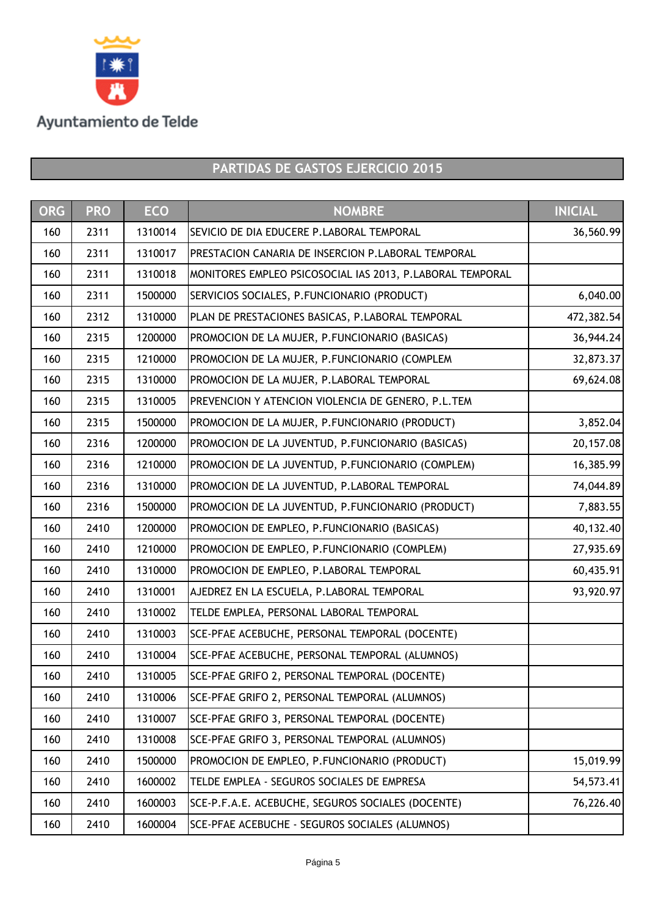Ayuntamiento de Telde

## PARTIDAS DE GASTOS EJERCICIO 2015

| ORG | PRO | ECO | NOMBRE | INICIAL |
|---|---|---|---|---|
| 160 | 2311 | 1310014 | SEVICIO DE DIA EDUCERE P.LABORAL TEMPORAL | 36,560.99 |
| 160 | 2311 | 1310017 | PRESTACION CANARIA DE INSERCION P.LABORAL TEMPORAL | |
| 160 | 2311 | 1310018 | MONITORES EMPLEO PSICOSOCIAL IAS 2013, P.LABORAL TEMPORAL | |
| 160 | 2311 | 1500000 | SERVICIOS SOCIALES, P.FUNCIONARIO (PRODUCT) | 6,040.00 |
| 160 | 2312 | 1310000 | PLAN DE PRESTACIONES BASICAS, P.LABORAL TEMPORAL | 472,382.54 |
| 160 | 2315 | 1200000 | PROMOCION DE LA MUJER, P.FUNCIONARIO (BASICAS) | 36,944.24 |
| 160 | 2315 | 1210000 | PROMOCION DE LA MUJER, P.FUNCIONARIO (COMPLEM | 32,873.37 |
| 160 | 2315 | 1310000 | PROMOCION DE LA MUJER, P.LABORAL TEMPORAL | 69,624.08 |
| 160 | 2315 | 1310005 | PREVENCION Y ATENCION VIOLENCIA DE GENERO, P.L.TEM | |
| 160 | 2315 | 1500000 | PROMOCION DE LA MUJER, P.FUNCIONARIO (PRODUCT) | 3,852.04 |
| 160 | 2316 | 1200000 | PROMOCION DE LA JUVENTUD, P.FUNCIONARIO (BASICAS) | 20,157.08 |
| 160 | 2316 | 1210000 | PROMOCION DE LA JUVENTUD, P.FUNCIONARIO (COMPLEM) | 16,385.99 |
| 160 | 2316 | 1310000 | PROMOCION DE LA JUVENTUD, P.LABORAL TEMPORAL | 74,044.89 |
| 160 | 2316 | 1500000 | PROMOCION DE LA JUVENTUD, P.FUNCIONARIO (PRODUCT) | 7,883.55 |
| 160 | 2410 | 1200000 | PROMOCION DE EMPLEO, P.FUNCIONARIO (BASICAS) | 40,132.40 |
| 160 | 2410 | 1210000 | PROMOCION DE EMPLEO, P.FUNCIONARIO (COMPLEM) | 27,935.69 |
| 160 | 2410 | 1310000 | PROMOCION DE EMPLEO, P.LABORAL TEMPORAL | 60,435.91 |
| 160 | 2410 | 1310001 | AJEDREZ EN LA ESCUELA, P.LABORAL TEMPORAL | 93,920.97 |
| 160 | 2410 | 1310002 | TELDE EMPLEA, PERSONAL LABORAL TEMPORAL | |
| 160 | 2410 | 1310003 | SCE-PFAE ACEBUCHE, PERSONAL TEMPORAL (DOCENTE) | |
| 160 | 2410 | 1310004 | SCE-PFAE ACEBUCHE, PERSONAL TEMPORAL (ALUMNOS) | |
| 160 | 2410 | 1310005 | SCE-PFAE GRIFO 2, PERSONAL TEMPORAL (DOCENTE) | |
| 160 | 2410 | 1310006 | SCE-PFAE GRIFO 2, PERSONAL TEMPORAL (ALUMNOS) | |
| 160 | 2410 | 1310007 | SCE-PFAE GRIFO 3, PERSONAL TEMPORAL (DOCENTE) | |
| 160 | 2410 | 1310008 | SCE-PFAE GRIFO 3, PERSONAL TEMPORAL (ALUMNOS) | |
| 160 | 2410 | 1500000 | PROMOCION DE EMPLEO, P.FUNCIONARIO (PRODUCT) | 15,019.99 |
| 160 | 2410 | 1600002 | TELDE EMPLEA - SEGUROS SOCIALES DE EMPRESA | 54,573.41 |
| 160 | 2410 | 1600003 | SCE-P.F.A.E. ACEBUCHE, SEGUROS SOCIALES (DOCENTE) | 76,226.40 |
| 160 | 2410 | 1600004 | SCE-PFAE ACEBUCHE - SEGUROS SOCIALES (ALUMNOS) | |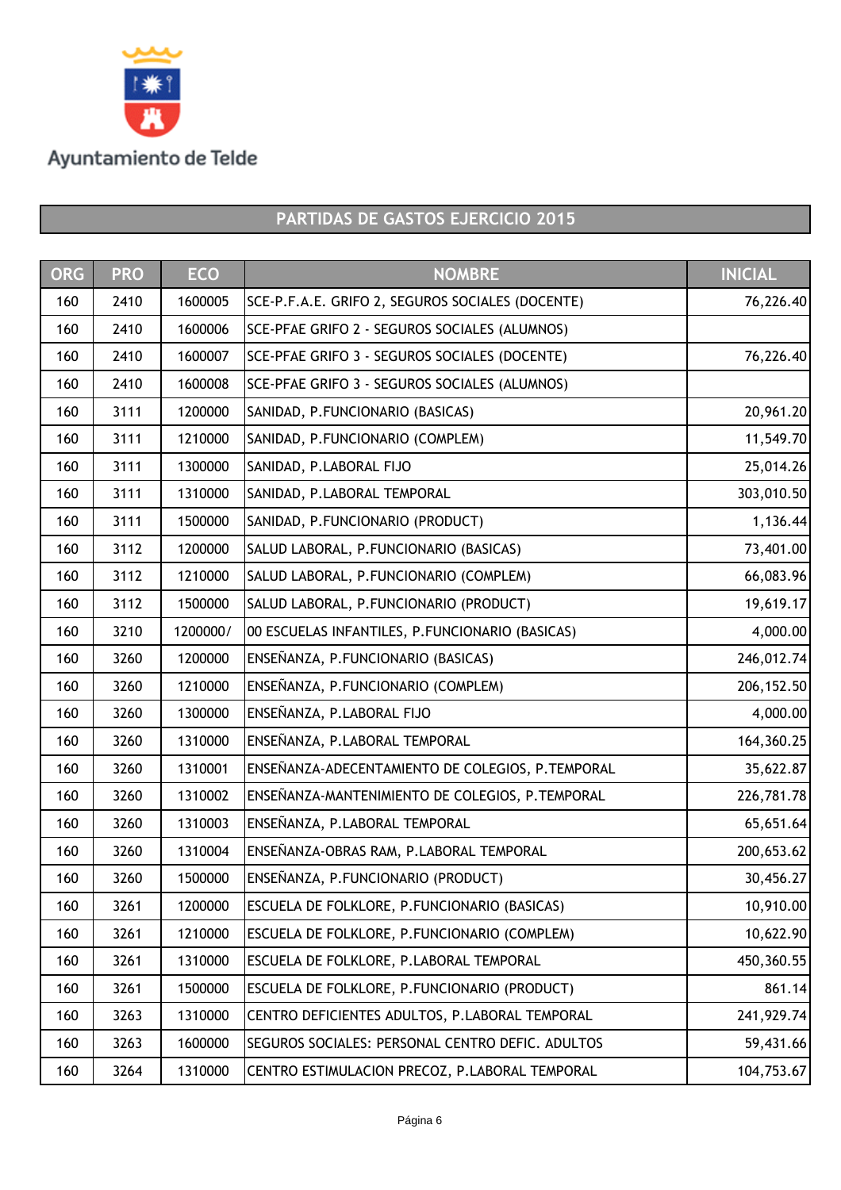Ayuntamiento de Telde

## PARTIDAS DE GASTOS EJERCICIO 2015

| ORG | PRO | ECO | NOMBRE | INICIAL |
|---|---|---|---|---|
| 160 | 2410 | 1600005 | SCE-P.F.A.E. GRIFO 2, SEGUROS SOCIALES (DOCENTE) | 76,226.40 |
| 160 | 2410 | 1600006 | SCE-PFAE GRIFO 2 - SEGUROS SOCIALES (ALUMNOS) | |
| 160 | 2410 | 1600007 | SCE-PFAE GRIFO 3 - SEGUROS SOCIALES (DOCENTE) | 76,226.40 |
| 160 | 2410 | 1600008 | SCE-PFAE GRIFO 3 - SEGUROS SOCIALES (ALUMNOS) | |
| 160 | 3111 | 1200000 | SANIDAD, P.FUNCIONARIO (BASICAS) | 20,961.20 |
| 160 | 3111 | 1210000 | SANIDAD, P.FUNCIONARIO (COMPLEM) | 11,549.70 |
| 160 | 3111 | 1300000 | SANIDAD, P.LABORAL FIJO | 25,014.26 |
| 160 | 3111 | 1310000 | SANIDAD, P.LABORAL TEMPORAL | 303,010.50 |
| 160 | 3111 | 1500000 | SANIDAD, P.FUNCIONARIO (PRODUCT) | 1,136.44 |
| 160 | 3112 | 1200000 | SALUD LABORAL, P.FUNCIONARIO (BASICAS) | 73,401.00 |
| 160 | 3112 | 1210000 | SALUD LABORAL, P.FUNCIONARIO (COMPLEM) | 66,083.96 |
| 160 | 3112 | 1500000 | SALUD LABORAL, P.FUNCIONARIO (PRODUCT) | 19,619.17 |
| 160 | 3210 | 1200000/ | 00 ESCUELAS INFANTILES, P.FUNCIONARIO (BASICAS) | 4,000.00 |
| 160 | 3260 | 1200000 | ENSEÑANZA, P.FUNCIONARIO (BASICAS) | 246,012.74 |
| 160 | 3260 | 1210000 | ENSEÑANZA, P.FUNCIONARIO (COMPLEM) | 206,152.50 |
| 160 | 3260 | 1300000 | ENSEÑANZA, P.LABORAL FIJO | 4,000.00 |
| 160 | 3260 | 1310000 | ENSEÑANZA, P.LABORAL TEMPORAL | 164,360.25 |
| 160 | 3260 | 1310001 | ENSEÑANZA-ADECENTAMIENTO DE COLEGIOS, P.TEMPORAL | 35,622.87 |
| 160 | 3260 | 1310002 | ENSEÑANZA-MANTENIMIENTO DE COLEGIOS, P.TEMPORAL | 226,781.78 |
| 160 | 3260 | 1310003 | ENSEÑANZA, P.LABORAL TEMPORAL | 65,651.64 |
| 160 | 3260 | 1310004 | ENSEÑANZA-OBRAS RAM, P.LABORAL TEMPORAL | 200,653.62 |
| 160 | 3260 | 1500000 | ENSEÑANZA, P.FUNCIONARIO (PRODUCT) | 30,456.27 |
| 160 | 3261 | 1200000 | ESCUELA DE FOLKLORE, P.FUNCIONARIO (BASICAS) | 10,910.00 |
| 160 | 3261 | 1210000 | ESCUELA DE FOLKLORE, P.FUNCIONARIO (COMPLEM) | 10,622.90 |
| 160 | 3261 | 1310000 | ESCUELA DE FOLKLORE, P.LABORAL TEMPORAL | 450,360.55 |
| 160 | 3261 | 1500000 | ESCUELA DE FOLKLORE, P.FUNCIONARIO (PRODUCT) | 861.14 |
| 160 | 3263 | 1310000 | CENTRO DEFICIENTES ADULTOS, P.LABORAL TEMPORAL | 241,929.74 |
| 160 | 3263 | 1600000 | SEGUROS SOCIALES: PERSONAL CENTRO DEFIC. ADULTOS | 59,431.66 |
| 160 | 3264 | 1310000 | CENTRO ESTIMULACION PRECOZ, P.LABORAL TEMPORAL | 104,753.67 |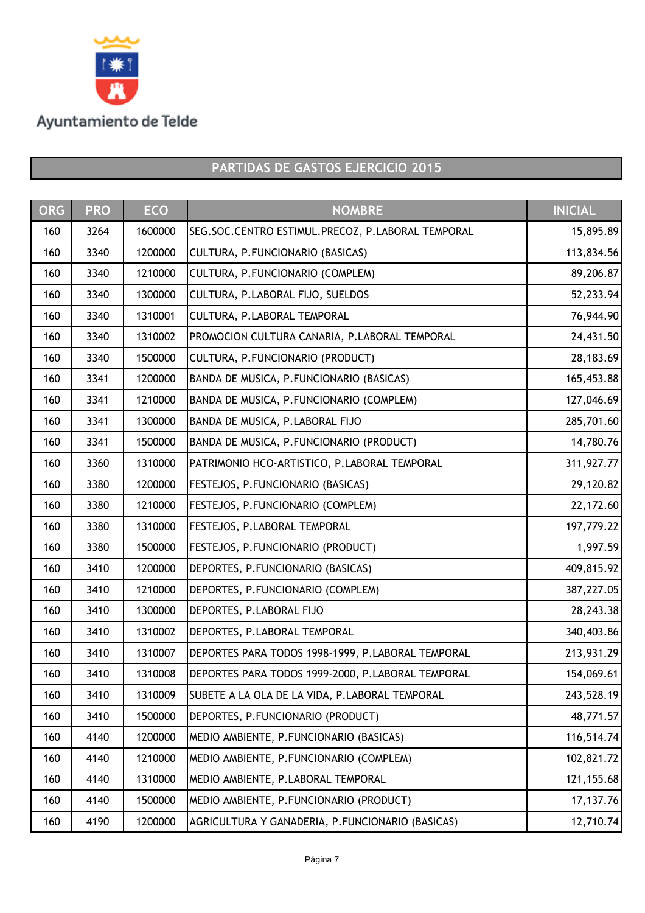Ayuntamiento de Telde

## PARTIDAS DE GASTOS EJERCICIO 2015

| ORG | PRO | ECO | NOMBRE | INICIAL |
|---|---|---|---|---|
| 160 | 3264 | 1600000 | SEG.SOC.CENTRO ESTIMUL.PRECOZ, P.LABORAL TEMPORAL | 15,895.89 |
| 160 | 3340 | 1200000 | CULTURA, P.FUNCIONARIO (BASICAS) | 113,834.56 |
| 160 | 3340 | 1210000 | CULTURA, P.FUNCIONARIO (COMPLEM) | 89,206.87 |
| 160 | 3340 | 1300000 | CULTURA, P.LABORAL FIJO, SUELDOS | 52,233.94 |
| 160 | 3340 | 1310001 | CULTURA, P.LABORAL TEMPORAL | 76,944.90 |
| 160 | 3340 | 1310002 | PROMOCION CULTURA CANARIA, P.LABORAL TEMPORAL | 24,431.50 |
| 160 | 3340 | 1500000 | CULTURA, P.FUNCIONARIO (PRODUCT) | 28,183.69 |
| 160 | 3341 | 1200000 | BANDA DE MUSICA, P.FUNCIONARIO (BASICAS) | 165,453.88 |
| 160 | 3341 | 1210000 | BANDA DE MUSICA, P.FUNCIONARIO (COMPLEM) | 127,046.69 |
| 160 | 3341 | 1300000 | BANDA DE MUSICA, P.LABORAL FIJO | 285,701.60 |
| 160 | 3341 | 1500000 | BANDA DE MUSICA, P.FUNCIONARIO (PRODUCT) | 14,780.76 |
| 160 | 3360 | 1310000 | PATRIMONIO HCO-ARTISTICO, P.LABORAL TEMPORAL | 311,927.77 |
| 160 | 3380 | 1200000 | FESTEJOS, P.FUNCIONARIO (BASICAS) | 29,120.82 |
| 160 | 3380 | 1210000 | FESTEJOS, P.FUNCIONARIO (COMPLEM) | 22,172.60 |
| 160 | 3380 | 1310000 | FESTEJOS, P.LABORAL TEMPORAL | 197,779.22 |
| 160 | 3380 | 1500000 | FESTEJOS, P.FUNCIONARIO (PRODUCT) | 1,997.59 |
| 160 | 3410 | 1200000 | DEPORTES, P.FUNCIONARIO (BASICAS) | 409,815.92 |
| 160 | 3410 | 1210000 | DEPORTES, P.FUNCIONARIO (COMPLEM) | 387,227.05 |
| 160 | 3410 | 1300000 | DEPORTES, P.LABORAL FIJO | 28,243.38 |
| 160 | 3410 | 1310002 | DEPORTES, P.LABORAL TEMPORAL | 340,403.86 |
| 160 | 3410 | 1310007 | DEPORTES PARA TODOS 1998-1999, P.LABORAL TEMPORAL | 213,931.29 |
| 160 | 3410 | 1310008 | DEPORTES PARA TODOS 1999-2000, P.LABORAL TEMPORAL | 154,069.61 |
| 160 | 3410 | 1310009 | SUBETE A LA OLA DE LA VIDA, P.LABORAL TEMPORAL | 243,528.19 |
| 160 | 3410 | 1500000 | DEPORTES, P.FUNCIONARIO (PRODUCT) | 48,771.57 |
| 160 | 4140 | 1200000 | MEDIO AMBIENTE, P.FUNCIONARIO (BASICAS) | 116,514.74 |
| 160 | 4140 | 1210000 | MEDIO AMBIENTE, P.FUNCIONARIO (COMPLEM) | 102,821.72 |
| 160 | 4140 | 1310000 | MEDIO AMBIENTE, P.LABORAL TEMPORAL | 121,155.68 |
| 160 | 4140 | 1500000 | MEDIO AMBIENTE, P.FUNCIONARIO (PRODUCT) | 17,137.76 |
| 160 | 4190 | 1200000 | AGRICULTURA Y GANADERIA, P.FUNCIONARIO (BASICAS) | 12,710.74 |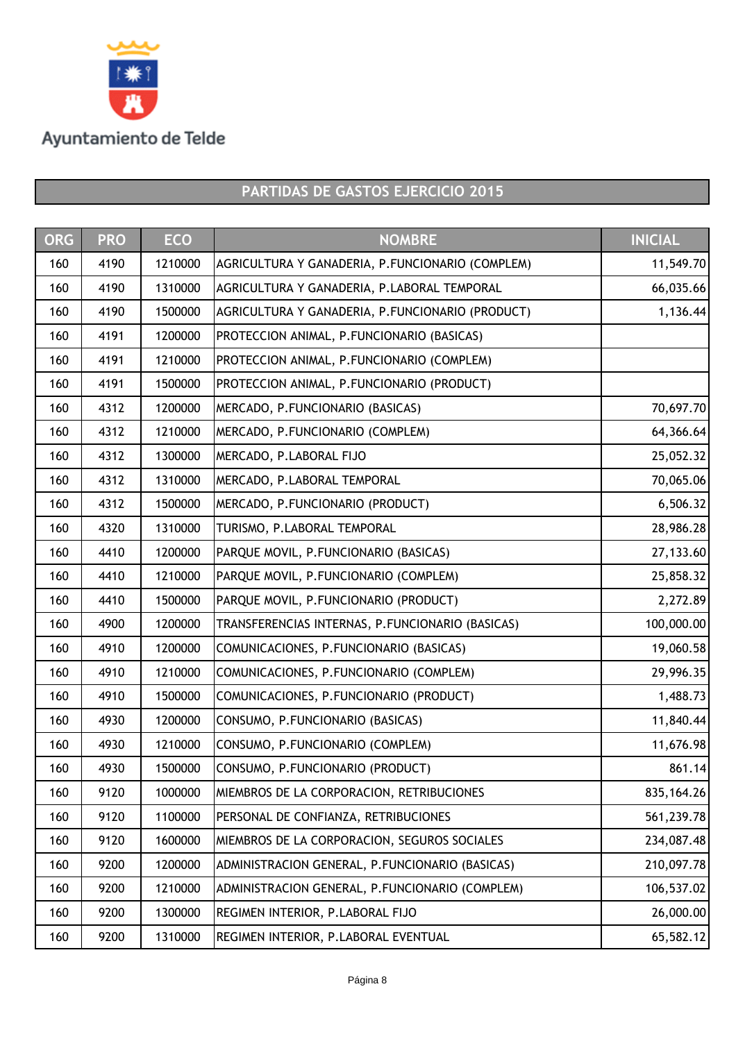Ayuntamiento de Telde

## PARTIDAS DE GASTOS EJERCICIO 2015

| ORG | PRO | ECO | NOMBRE | INICIAL |
|---|---|---|---|---|
| 160 | 4190 | 1210000 | AGRICULTURA Y GANADERIA, P.FUNCIONARIO (COMPLEM) | 11,549.70 |
| 160 | 4190 | 1310000 | AGRICULTURA Y GANADERIA, P.LABORAL TEMPORAL | 66,035.66 |
| 160 | 4190 | 1500000 | AGRICULTURA Y GANADERIA, P.FUNCIONARIO (PRODUCT) | 1,136.44 |
| 160 | 4191 | 1200000 | PROTECCION ANIMAL, P.FUNCIONARIO (BASICAS) | |
| 160 | 4191 | 1210000 | PROTECCION ANIMAL, P.FUNCIONARIO (COMPLEM) | |
| 160 | 4191 | 1500000 | PROTECCION ANIMAL, P.FUNCIONARIO (PRODUCT) | |
| 160 | 4312 | 1200000 | MERCADO, P.FUNCIONARIO (BASICAS) | 70,697.70 |
| 160 | 4312 | 1210000 | MERCADO, P.FUNCIONARIO (COMPLEM) | 64,366.64 |
| 160 | 4312 | 1300000 | MERCADO, P.LABORAL FIJO | 25,052.32 |
| 160 | 4312 | 1310000 | MERCADO, P.LABORAL TEMPORAL | 70,065.06 |
| 160 | 4312 | 1500000 | MERCADO, P.FUNCIONARIO (PRODUCT) | 6,506.32 |
| 160 | 4320 | 1310000 | TURISMO, P.LABORAL TEMPORAL | 28,986.28 |
| 160 | 4410 | 1200000 | PARQUE MOVIL, P.FUNCIONARIO (BASICAS) | 27,133.60 |
| 160 | 4410 | 1210000 | PARQUE MOVIL, P.FUNCIONARIO (COMPLEM) | 25,858.32 |
| 160 | 4410 | 1500000 | PARQUE MOVIL, P.FUNCIONARIO (PRODUCT) | 2,272.89 |
| 160 | 4900 | 1200000 | TRANSFERENCIAS INTERNAS, P.FUNCIONARIO (BASICAS) | 100,000.00 |
| 160 | 4910 | 1200000 | COMUNICACIONES, P.FUNCIONARIO (BASICAS) | 19,060.58 |
| 160 | 4910 | 1210000 | COMUNICACIONES, P.FUNCIONARIO (COMPLEM) | 29,996.35 |
| 160 | 4910 | 1500000 | COMUNICACIONES, P.FUNCIONARIO (PRODUCT) | 1,488.73 |
| 160 | 4930 | 1200000 | CONSUMO, P.FUNCIONARIO (BASICAS) | 11,840.44 |
| 160 | 4930 | 1210000 | CONSUMO, P.FUNCIONARIO (COMPLEM) | 11,676.98 |
| 160 | 4930 | 1500000 | CONSUMO, P.FUNCIONARIO (PRODUCT) | 861.14 |
| 160 | 9120 | 1000000 | MIEMBROS DE LA CORPORACION, RETRIBUCIONES | 835,164.26 |
| 160 | 9120 | 1100000 | PERSONAL DE CONFIANZA, RETRIBUCIONES | 561,239.78 |
| 160 | 9120 | 1600000 | MIEMBROS DE LA CORPORACION, SEGUROS SOCIALES | 234,087.48 |
| 160 | 9200 | 1200000 | ADMINISTRACION GENERAL, P.FUNCIONARIO (BASICAS) | 210,097.78 |
| 160 | 9200 | 1210000 | ADMINISTRACION GENERAL, P.FUNCIONARIO (COMPLEM) | 106,537.02 |
| 160 | 9200 | 1300000 | REGIMEN INTERIOR, P.LABORAL FIJO | 26,000.00 |
| 160 | 9200 | 1310000 | REGIMEN INTERIOR, P.LABORAL EVENTUAL | 65,582.12 |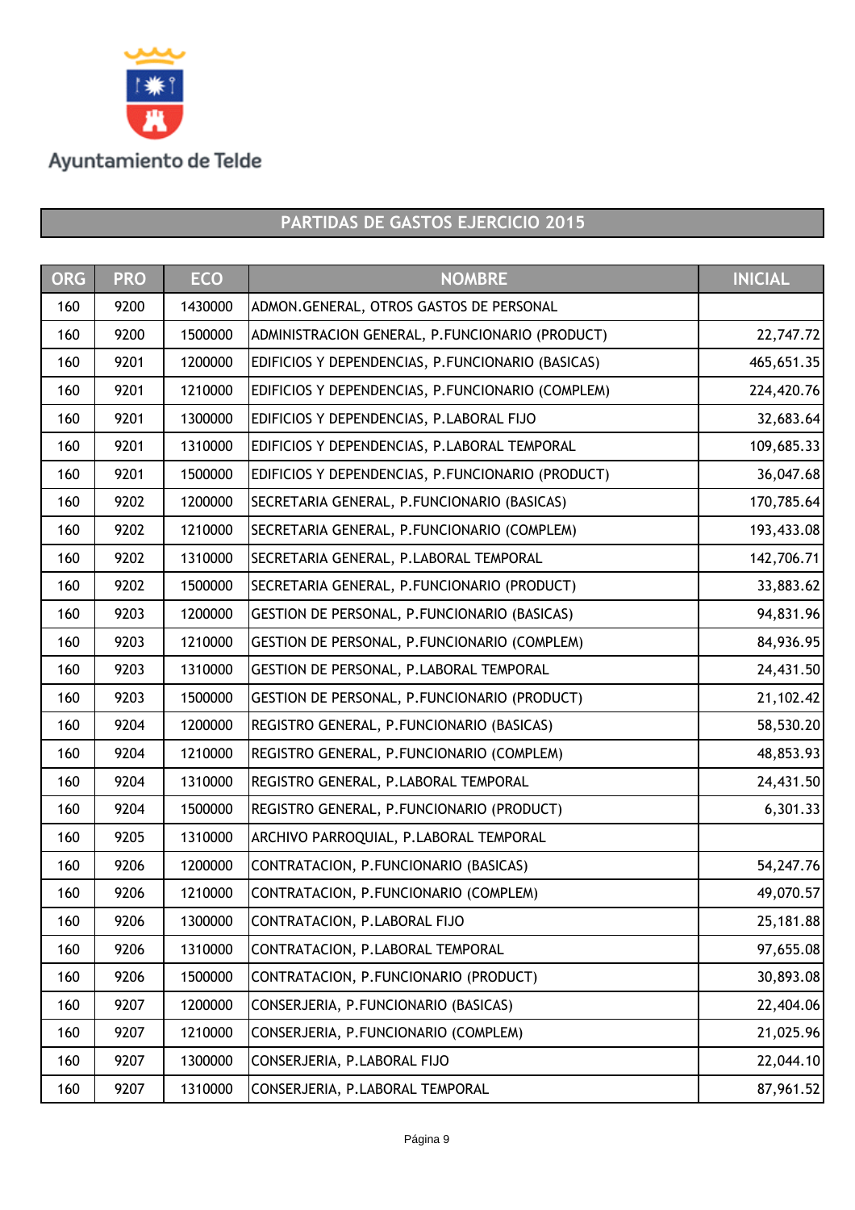Ayuntamiento de Telde

## PARTIDAS DE GASTOS EJERCICIO 2015

| ORG | PRO | ECO | NOMBRE | INICIAL |
|---|---|---|---|---|
| 160 | 9200 | 1430000 | ADMON.GENERAL, OTROS GASTOS DE PERSONAL | |
| 160 | 9200 | 1500000 | ADMINISTRACION GENERAL, P.FUNCIONARIO (PRODUCT) | 22,747.72 |
| 160 | 9201 | 1200000 | EDIFICIOS Y DEPENDENCIAS, P.FUNCIONARIO (BASICAS) | 465,651.35 |
| 160 | 9201 | 1210000 | EDIFICIOS Y DEPENDENCIAS, P.FUNCIONARIO (COMPLEM) | 224,420.76 |
| 160 | 9201 | 1300000 | EDIFICIOS Y DEPENDENCIAS, P.LABORAL FIJO | 32,683.64 |
| 160 | 9201 | 1310000 | EDIFICIOS Y DEPENDENCIAS, P.LABORAL TEMPORAL | 109,685.33 |
| 160 | 9201 | 1500000 | EDIFICIOS Y DEPENDENCIAS, P.FUNCIONARIO (PRODUCT) | 36,047.68 |
| 160 | 9202 | 1200000 | SECRETARIA GENERAL, P.FUNCIONARIO (BASICAS) | 170,785.64 |
| 160 | 9202 | 1210000 | SECRETARIA GENERAL, P.FUNCIONARIO (COMPLEM) | 193,433.08 |
| 160 | 9202 | 1310000 | SECRETARIA GENERAL, P.LABORAL TEMPORAL | 142,706.71 |
| 160 | 9202 | 1500000 | SECRETARIA GENERAL, P.FUNCIONARIO (PRODUCT) | 33,883.62 |
| 160 | 9203 | 1200000 | GESTION DE PERSONAL, P.FUNCIONARIO (BASICAS) | 94,831.96 |
| 160 | 9203 | 1210000 | GESTION DE PERSONAL, P.FUNCIONARIO (COMPLEM) | 84,936.95 |
| 160 | 9203 | 1310000 | GESTION DE PERSONAL, P.LABORAL TEMPORAL | 24,431.50 |
| 160 | 9203 | 1500000 | GESTION DE PERSONAL, P.FUNCIONARIO (PRODUCT) | 21,102.42 |
| 160 | 9204 | 1200000 | REGISTRO GENERAL, P.FUNCIONARIO (BASICAS) | 58,530.20 |
| 160 | 9204 | 1210000 | REGISTRO GENERAL, P.FUNCIONARIO (COMPLEM) | 48,853.93 |
| 160 | 9204 | 1310000 | REGISTRO GENERAL, P.LABORAL TEMPORAL | 24,431.50 |
| 160 | 9204 | 1500000 | REGISTRO GENERAL, P.FUNCIONARIO (PRODUCT) | 6,301.33 |
| 160 | 9205 | 1310000 | ARCHIVO PARROQUIAL, P.LABORAL TEMPORAL | |
| 160 | 9206 | 1200000 | CONTRATACION, P.FUNCIONARIO (BASICAS) | 54,247.76 |
| 160 | 9206 | 1210000 | CONTRATACION, P.FUNCIONARIO (COMPLEM) | 49,070.57 |
| 160 | 9206 | 1300000 | CONTRATACION, P.LABORAL FIJO | 25,181.88 |
| 160 | 9206 | 1310000 | CONTRATACION, P.LABORAL TEMPORAL | 97,655.08 |
| 160 | 9206 | 1500000 | CONTRATACION, P.FUNCIONARIO (PRODUCT) | 30,893.08 |
| 160 | 9207 | 1200000 | CONSERJERIA, P.FUNCIONARIO (BASICAS) | 22,404.06 |
| 160 | 9207 | 1210000 | CONSERJERIA, P.FUNCIONARIO (COMPLEM) | 21,025.96 |
| 160 | 9207 | 1300000 | CONSERJERIA, P.LABORAL FIJO | 22,044.10 |
| 160 | 9207 | 1310000 | CONSERJERIA, P.LABORAL TEMPORAL | 87,961.52 |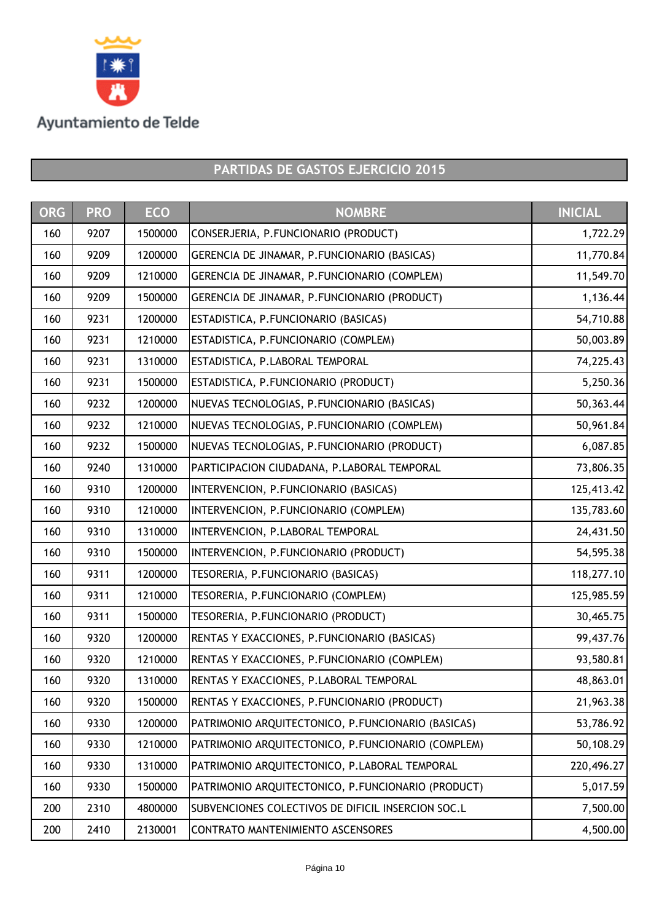Ayuntamiento de Telde

## PARTIDAS DE GASTOS EJERCICIO 2015

| ORG | PRO | ECO | NOMBRE | INICIAL |
|---|---|---|---|---|
| 160 | 9207 | 1500000 | CONSERJERIA, P.FUNCIONARIO (PRODUCT) | 1,722.29 |
| 160 | 9209 | 1200000 | GERENCIA DE JINAMAR, P.FUNCIONARIO (BASICAS) | 11,770.84 |
| 160 | 9209 | 1210000 | GERENCIA DE JINAMAR, P.FUNCIONARIO (COMPLEM) | 11,549.70 |
| 160 | 9209 | 1500000 | GERENCIA DE JINAMAR, P.FUNCIONARIO (PRODUCT) | 1,136.44 |
| 160 | 9231 | 1200000 | ESTADISTICA, P.FUNCIONARIO (BASICAS) | 54,710.88 |
| 160 | 9231 | 1210000 | ESTADISTICA, P.FUNCIONARIO (COMPLEM) | 50,003.89 |
| 160 | 9231 | 1310000 | ESTADISTICA, P.LABORAL TEMPORAL | 74,225.43 |
| 160 | 9231 | 1500000 | ESTADISTICA, P.FUNCIONARIO (PRODUCT) | 5,250.36 |
| 160 | 9232 | 1200000 | NUEVAS TECNOLOGIAS, P.FUNCIONARIO (BASICAS) | 50,363.44 |
| 160 | 9232 | 1210000 | NUEVAS TECNOLOGIAS, P.FUNCIONARIO (COMPLEM) | 50,961.84 |
| 160 | 9232 | 1500000 | NUEVAS TECNOLOGIAS, P.FUNCIONARIO (PRODUCT) | 6,087.85 |
| 160 | 9240 | 1310000 | PARTICIPACION CIUDADANA, P.LABORAL TEMPORAL | 73,806.35 |
| 160 | 9310 | 1200000 | INTERVENCION, P.FUNCIONARIO (BASICAS) | 125,413.42 |
| 160 | 9310 | 1210000 | INTERVENCION, P.FUNCIONARIO (COMPLEM) | 135,783.60 |
| 160 | 9310 | 1310000 | INTERVENCION, P.LABORAL TEMPORAL | 24,431.50 |
| 160 | 9310 | 1500000 | INTERVENCION, P.FUNCIONARIO (PRODUCT) | 54,595.38 |
| 160 | 9311 | 1200000 | TESORERIA, P.FUNCIONARIO (BASICAS) | 118,277.10 |
| 160 | 9311 | 1210000 | TESORERIA, P.FUNCIONARIO (COMPLEM) | 125,985.59 |
| 160 | 9311 | 1500000 | TESORERIA, P.FUNCIONARIO (PRODUCT) | 30,465.75 |
| 160 | 9320 | 1200000 | RENTAS Y EXACCIONES, P.FUNCIONARIO (BASICAS) | 99,437.76 |
| 160 | 9320 | 1210000 | RENTAS Y EXACCIONES, P.FUNCIONARIO (COMPLEM) | 93,580.81 |
| 160 | 9320 | 1310000 | RENTAS Y EXACCIONES, P.LABORAL TEMPORAL | 48,863.01 |
| 160 | 9320 | 1500000 | RENTAS Y EXACCIONES, P.FUNCIONARIO (PRODUCT) | 21,963.38 |
| 160 | 9330 | 1200000 | PATRIMONIO ARQUITECTONICO, P.FUNCIONARIO (BASICAS) | 53,786.92 |
| 160 | 9330 | 1210000 | PATRIMONIO ARQUITECTONICO, P.FUNCIONARIO (COMPLEM) | 50,108.29 |
| 160 | 9330 | 1310000 | PATRIMONIO ARQUITECTONICO, P.LABORAL TEMPORAL | 220,496.27 |
| 160 | 9330 | 1500000 | PATRIMONIO ARQUITECTONICO, P.FUNCIONARIO (PRODUCT) | 5,017.59 |
| 200 | 2310 | 4800000 | SUBVENCIONES COLECTIVOS DE DIFICIL INSERCION SOC.L | 7,500.00 |
| 200 | 2410 | 2130001 | CONTRATO MANTENIMIENTO ASCENSORES | 4,500.00 |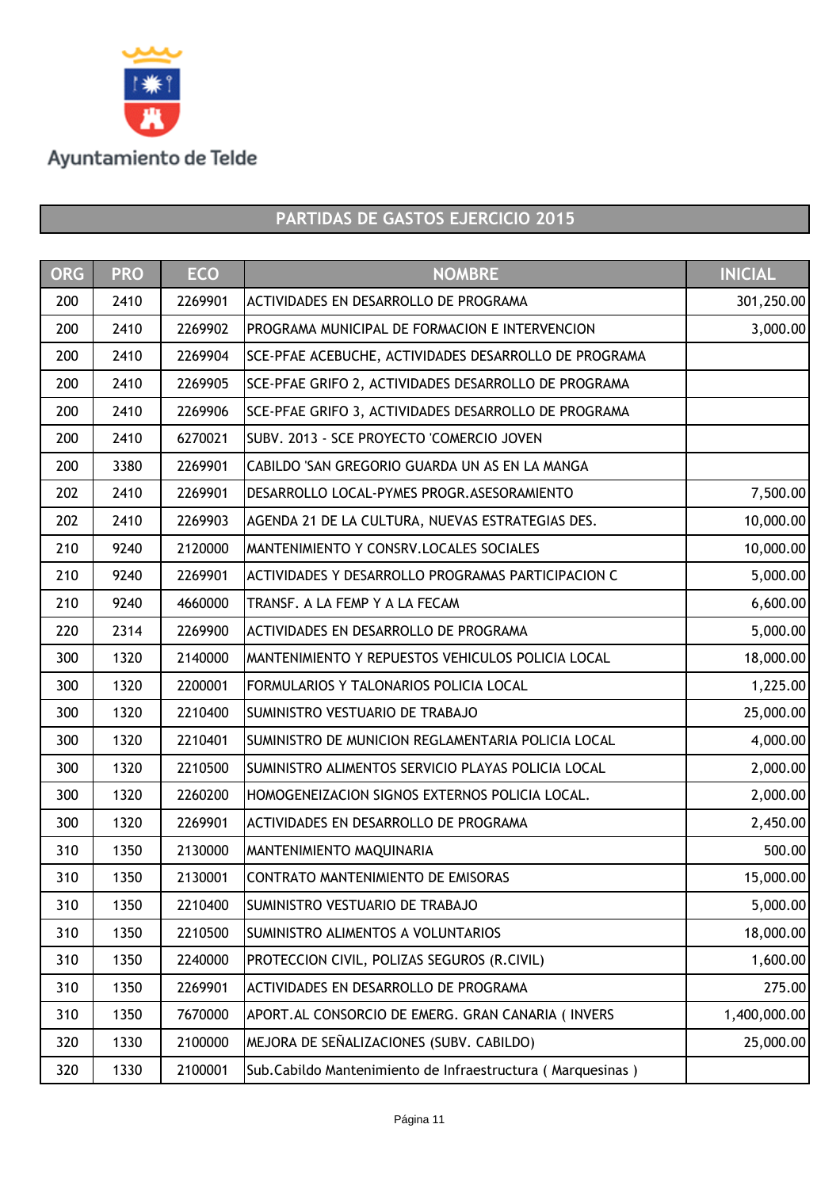Ayuntamiento de Telde

## PARTIDAS DE GASTOS EJERCICIO 2015

| ORG | PRO | ECO | NOMBRE | INICIAL |
|---|---|---|---|---|
| 200 | 2410 | 2269901 | ACTIVIDADES EN DESARROLLO DE PROGRAMA | 301,250.00 |
| 200 | 2410 | 2269902 | PROGRAMA MUNICIPAL DE FORMACION E INTERVENCION | 3,000.00 |
| 200 | 2410 | 2269904 | SCE-PFAE ACEBUCHE, ACTIVIDADES DESARROLLO DE PROGRAMA | |
| 200 | 2410 | 2269905 | SCE-PFAE GRIFO 2, ACTIVIDADES DESARROLLO DE PROGRAMA | |
| 200 | 2410 | 2269906 | SCE-PFAE GRIFO 3, ACTIVIDADES DESARROLLO DE PROGRAMA | |
| 200 | 2410 | 6270021 | SUBV. 2013 - SCE PROYECTO 'COMERCIO JOVEN | |
| 200 | 3380 | 2269901 | CABILDO 'SAN GREGORIO GUARDA UN AS EN LA MANGA | |
| 202 | 2410 | 2269901 | DESARROLLO LOCAL-PYMES PROGR.ASESORAMIENTO | 7,500.00 |
| 202 | 2410 | 2269903 | AGENDA 21 DE LA CULTURA, NUEVAS ESTRATEGIAS DES. | 10,000.00 |
| 210 | 9240 | 2120000 | MANTENIMIENTO Y CONSRV.LOCALES SOCIALES | 10,000.00 |
| 210 | 9240 | 2269901 | ACTIVIDADES Y DESARROLLO PROGRAMAS PARTICIPACION C | 5,000.00 |
| 210 | 9240 | 4660000 | TRANSF. A LA FEMP Y A LA FECAM | 6,600.00 |
| 220 | 2314 | 2269900 | ACTIVIDADES EN DESARROLLO DE PROGRAMA | 5,000.00 |
| 300 | 1320 | 2140000 | MANTENIMIENTO Y REPUESTOS VEHICULOS POLICIA LOCAL | 18,000.00 |
| 300 | 1320 | 2200001 | FORMULARIOS Y TALONARIOS POLICIA LOCAL | 1,225.00 |
| 300 | 1320 | 2210400 | SUMINISTRO VESTUARIO DE TRABAJO | 25,000.00 |
| 300 | 1320 | 2210401 | SUMINISTRO DE MUNICION REGLAMENTARIA POLICIA LOCAL | 4,000.00 |
| 300 | 1320 | 2210500 | SUMINISTRO ALIMENTOS SERVICIO PLAYAS POLICIA LOCAL | 2,000.00 |
| 300 | 1320 | 2260200 | HOMOGENEIZACION SIGNOS EXTERNOS POLICIA LOCAL. | 2,000.00 |
| 300 | 1320 | 2269901 | ACTIVIDADES EN DESARROLLO DE PROGRAMA | 2,450.00 |
| 310 | 1350 | 2130000 | MANTENIMIENTO MAQUINARIA | 500.00 |
| 310 | 1350 | 2130001 | CONTRATO MANTENIMIENTO DE EMISORAS | 15,000.00 |
| 310 | 1350 | 2210400 | SUMINISTRO VESTUARIO DE TRABAJO | 5,000.00 |
| 310 | 1350 | 2210500 | SUMINISTRO ALIMENTOS A VOLUNTARIOS | 18,000.00 |
| 310 | 1350 | 2240000 | PROTECCION CIVIL, POLIZAS SEGUROS (R.CIVIL) | 1,600.00 |
| 310 | 1350 | 2269901 | ACTIVIDADES EN DESARROLLO DE PROGRAMA | 275.00 |
| 310 | 1350 | 7670000 | APORT.AL CONSORCIO DE EMERG. GRAN CANARIA ( INVERS | 1,400,000.00 |
| 320 | 1330 | 2100000 | MEJORA DE SEÑALIZACIONES (SUBV. CABILDO) | 25,000.00 |
| 320 | 1330 | 2100001 | Sub.Cabildo Mantenimiento de Infraestructura ( Marquesinas ) | |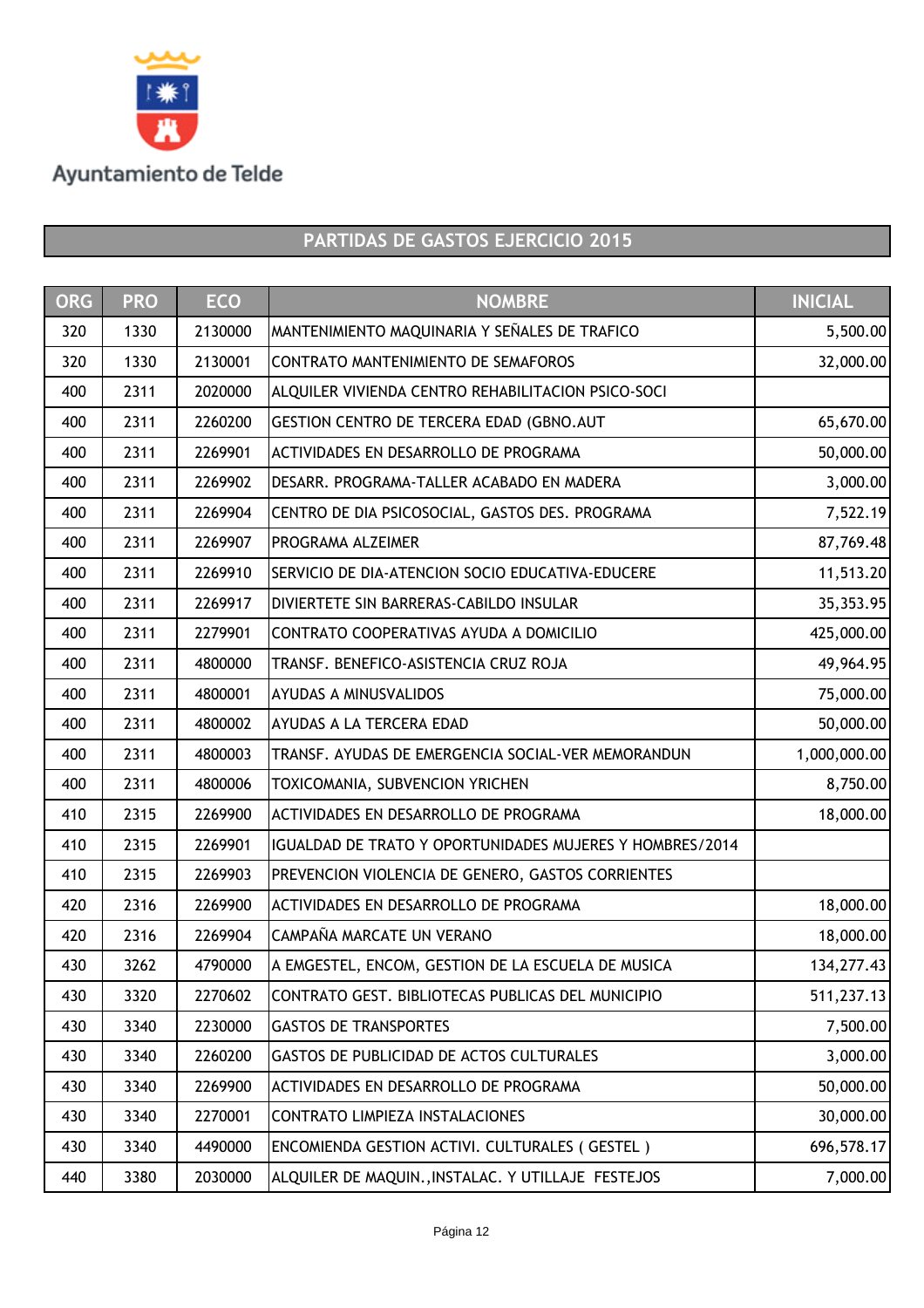Ayuntamiento de Telde

## PARTIDAS DE GASTOS EJERCICIO 2015

| ORG | PRO | ECO | NOMBRE | INICIAL |
|---|---|---|---|---|
| 320 | 1330 | 2130000 | MANTENIMIENTO MAQUINARIA Y SEÑALES DE TRAFICO | 5,500.00 |
| 320 | 1330 | 2130001 | CONTRATO MANTENIMIENTO DE SEMAFOROS | 32,000.00 |
| 400 | 2311 | 2020000 | ALQUILER VIVIENDA CENTRO REHABILITACION PSICO-SOCI | |
| 400 | 2311 | 2260200 | GESTION CENTRO DE TERCERA EDAD (GBNO.AUT | 65,670.00 |
| 400 | 2311 | 2269901 | ACTIVIDADES EN DESARROLLO DE PROGRAMA | 50,000.00 |
| 400 | 2311 | 2269902 | DESARR. PROGRAMA-TALLER ACABADO EN MADERA | 3,000.00 |
| 400 | 2311 | 2269904 | CENTRO DE DIA PSICOSOCIAL, GASTOS DES. PROGRAMA | 7,522.19 |
| 400 | 2311 | 2269907 | PROGRAMA ALZEIMER | 87,769.48 |
| 400 | 2311 | 2269910 | SERVICIO DE DIA-ATENCION SOCIO EDUCATIVA-EDUCERE | 11,513.20 |
| 400 | 2311 | 2269917 | DIVIERTETE SIN BARRERAS-CABILDO INSULAR | 35,353.95 |
| 400 | 2311 | 2279901 | CONTRATO COOPERATIVAS AYUDA A DOMICILIO | 425,000.00 |
| 400 | 2311 | 4800000 | TRANSF. BENEFICO-ASISTENCIA CRUZ ROJA | 49,964.95 |
| 400 | 2311 | 4800001 | AYUDAS A MINUSVALIDOS | 75,000.00 |
| 400 | 2311 | 4800002 | AYUDAS A LA TERCERA EDAD | 50,000.00 |
| 400 | 2311 | 4800003 | TRANSF. AYUDAS DE EMERGENCIA SOCIAL-VER MEMORANDUN | 1,000,000.00 |
| 400 | 2311 | 4800006 | TOXICOMANIA, SUBVENCION YRICHEN | 8,750.00 |
| 410 | 2315 | 2269900 | ACTIVIDADES EN DESARROLLO DE PROGRAMA | 18,000.00 |
| 410 | 2315 | 2269901 | IGUALDAD DE TRATO Y OPORTUNIDADES MUJERES Y HOMBRES/2014 | |
| 410 | 2315 | 2269903 | PREVENCION VIOLENCIA DE GENERO, GASTOS CORRIENTES | |
| 420 | 2316 | 2269900 | ACTIVIDADES EN DESARROLLO DE PROGRAMA | 18,000.00 |
| 420 | 2316 | 2269904 | CAMPAÑA MARCATE UN VERANO | 18,000.00 |
| 430 | 3262 | 4790000 | A EMGESTEL, ENCOM, GESTION DE LA ESCUELA DE MUSICA | 134,277.43 |
| 430 | 3320 | 2270602 | CONTRATO GEST. BIBLIOTECAS PUBLICAS DEL MUNICIPIO | 511,237.13 |
| 430 | 3340 | 2230000 | GASTOS DE TRANSPORTES | 7,500.00 |
| 430 | 3340 | 2260200 | GASTOS DE PUBLICIDAD DE ACTOS CULTURALES | 3,000.00 |
| 430 | 3340 | 2269900 | ACTIVIDADES EN DESARROLLO DE PROGRAMA | 50,000.00 |
| 430 | 3340 | 2270001 | CONTRATO LIMPIEZA INSTALACIONES | 30,000.00 |
| 430 | 3340 | 4490000 | ENCOMIENDA GESTION ACTIVI. CULTURALES ( GESTEL ) | 696,578.17 |
| 440 | 3380 | 2030000 | ALQUILER DE MAQUIN.,INSTALAC. Y UTILLAJE FESTEJOS | 7,000.00 |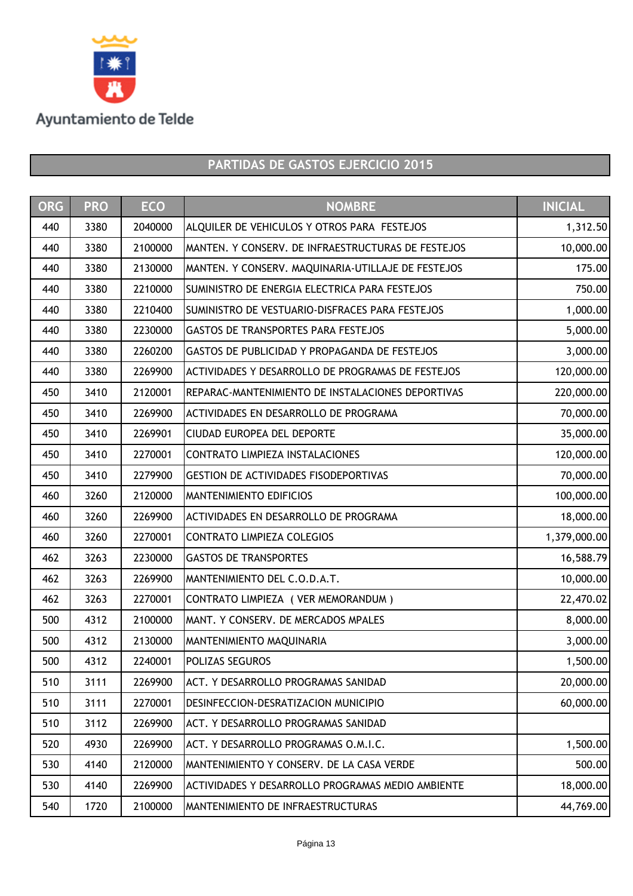Ayuntamiento de Telde

## PARTIDAS DE GASTOS EJERCICIO 2015

| ORG | PRO | ECO | NOMBRE | INICIAL |
|---|---|---|---|---|
| 440 | 3380 | 2040000 | ALQUILER DE VEHICULOS Y OTROS PARA FESTEJOS | 1,312.50 |
| 440 | 3380 | 2100000 | MANTEN. Y CONSERV. DE INFRAESTRUCTURAS DE FESTEJOS | 10,000.00 |
| 440 | 3380 | 2130000 | MANTEN. Y CONSERV. MAQUINARIA-UTILLAJE DE FESTEJOS | 175.00 |
| 440 | 3380 | 2210000 | SUMINISTRO DE ENERGIA ELECTRICA PARA FESTEJOS | 750.00 |
| 440 | 3380 | 2210400 | SUMINISTRO DE VESTUARIO-DISFRACES PARA FESTEJOS | 1,000.00 |
| 440 | 3380 | 2230000 | GASTOS DE TRANSPORTES PARA FESTEJOS | 5,000.00 |
| 440 | 3380 | 2260200 | GASTOS DE PUBLICIDAD Y PROPAGANDA DE FESTEJOS | 3,000.00 |
| 440 | 3380 | 2269900 | ACTIVIDADES Y DESARROLLO DE PROGRAMAS DE FESTEJOS | 120,000.00 |
| 450 | 3410 | 2120001 | REPARAC-MANTENIMIENTO DE INSTALACIONES DEPORTIVAS | 220,000.00 |
| 450 | 3410 | 2269900 | ACTIVIDADES EN DESARROLLO DE PROGRAMA | 70,000.00 |
| 450 | 3410 | 2269901 | CIUDAD EUROPEA DEL DEPORTE | 35,000.00 |
| 450 | 3410 | 2270001 | CONTRATO LIMPIEZA INSTALACIONES | 120,000.00 |
| 450 | 3410 | 2279900 | GESTION DE ACTIVIDADES FISODEPORTIVAS | 70,000.00 |
| 460 | 3260 | 2120000 | MANTENIMIENTO EDIFICIOS | 100,000.00 |
| 460 | 3260 | 2269900 | ACTIVIDADES EN DESARROLLO DE PROGRAMA | 18,000.00 |
| 460 | 3260 | 2270001 | CONTRATO LIMPIEZA COLEGIOS | 1,379,000.00 |
| 462 | 3263 | 2230000 | GASTOS DE TRANSPORTES | 16,588.79 |
| 462 | 3263 | 2269900 | MANTENIMIENTO DEL C.O.D.A.T. | 10,000.00 |
| 462 | 3263 | 2270001 | CONTRATO LIMPIEZA ( VER MEMORANDUM ) | 22,470.02 |
| 500 | 4312 | 2100000 | MANT. Y CONSERV. DE MERCADOS MPALES | 8,000.00 |
| 500 | 4312 | 2130000 | MANTENIMIENTO MAQUINARIA | 3,000.00 |
| 500 | 4312 | 2240001 | POLIZAS SEGUROS | 1,500.00 |
| 510 | 3111 | 2269900 | ACT. Y DESARROLLO PROGRAMAS SANIDAD | 20,000.00 |
| 510 | 3111 | 2270001 | DESINFECCION-DESRATIZACION MUNICIPIO | 60,000.00 |
| 510 | 3112 | 2269900 | ACT. Y DESARROLLO PROGRAMAS SANIDAD | |
| 520 | 4930 | 2269900 | ACT. Y DESARROLLO PROGRAMAS O.M.I.C. | 1,500.00 |
| 530 | 4140 | 2120000 | MANTENIMIENTO Y CONSERV. DE LA CASA VERDE | 500.00 |
| 530 | 4140 | 2269900 | ACTIVIDADES Y DESARROLLO PROGRAMAS MEDIO AMBIENTE | 18,000.00 |
| 540 | 1720 | 2100000 | MANTENIMIENTO DE INFRAESTRUCTURAS | 44,769.00 |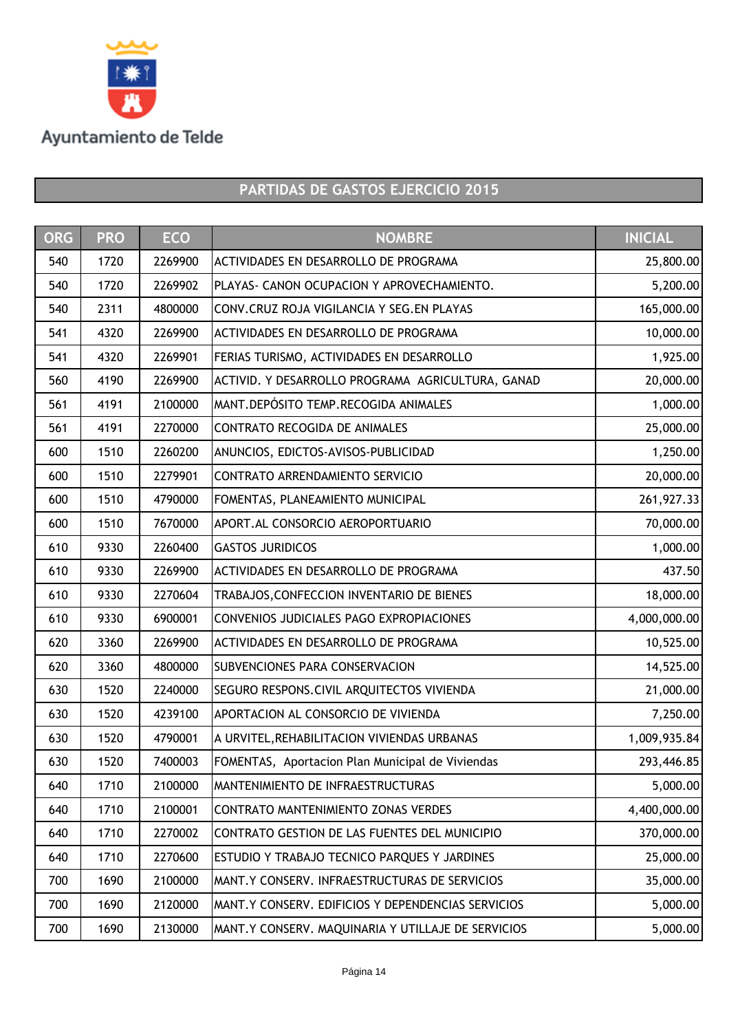Ayuntamiento de Telde

## PARTIDAS DE GASTOS EJERCICIO 2015

| ORG | PRO | ECO | NOMBRE | INICIAL |
|---|---|---|---|---|
| 540 | 1720 | 2269900 | ACTIVIDADES EN DESARROLLO DE PROGRAMA | 25,800.00 |
| 540 | 1720 | 2269902 | PLAYAS- CANON OCUPACION Y APROVECHAMIENTO. | 5,200.00 |
| 540 | 2311 | 4800000 | CONV.CRUZ ROJA VIGILANCIA Y SEG.EN PLAYAS | 165,000.00 |
| 541 | 4320 | 2269900 | ACTIVIDADES EN DESARROLLO DE PROGRAMA | 10,000.00 |
| 541 | 4320 | 2269901 | FERIAS TURISMO, ACTIVIDADES EN DESARROLLO | 1,925.00 |
| 560 | 4190 | 2269900 | ACTIVID. Y DESARROLLO PROGRAMA AGRICULTURA, GANAD | 20,000.00 |
| 561 | 4191 | 2100000 | MANT.DEPÓSITO TEMP.RECOGIDA ANIMALES | 1,000.00 |
| 561 | 4191 | 2270000 | CONTRATO RECOGIDA DE ANIMALES | 25,000.00 |
| 600 | 1510 | 2260200 | ANUNCIOS, EDICTOS-AVISOS-PUBLICIDAD | 1,250.00 |
| 600 | 1510 | 2279901 | CONTRATO ARRENDAMIENTO SERVICIO | 20,000.00 |
| 600 | 1510 | 4790000 | FOMENTAS, PLANEAMIENTO MUNICIPAL | 261,927.33 |
| 600 | 1510 | 7670000 | APORT.AL CONSORCIO AEROPORTUARIO | 70,000.00 |
| 610 | 9330 | 2260400 | GASTOS JURIDICOS | 1,000.00 |
| 610 | 9330 | 2269900 | ACTIVIDADES EN DESARROLLO DE PROGRAMA | 437.50 |
| 610 | 9330 | 2270604 | TRABAJOS,CONFECCION INVENTARIO DE BIENES | 18,000.00 |
| 610 | 9330 | 6900001 | CONVENIOS JUDICIALES PAGO EXPROPIACIONES | 4,000,000.00 |
| 620 | 3360 | 2269900 | ACTIVIDADES EN DESARROLLO DE PROGRAMA | 10,525.00 |
| 620 | 3360 | 4800000 | SUBVENCIONES PARA CONSERVACION | 14,525.00 |
| 630 | 1520 | 2240000 | SEGURO RESPONS.CIVIL ARQUITECTOS VIVIENDA | 21,000.00 |
| 630 | 1520 | 4239100 | APORTACION AL CONSORCIO DE VIVIENDA | 7,250.00 |
| 630 | 1520 | 4790001 | A URVITEL,REHABILITACION VIVIENDAS URBANAS | 1,009,935.84 |
| 630 | 1520 | 7400003 | FOMENTAS, Aportacion Plan Municipal de Viviendas | 293,446.85 |
| 640 | 1710 | 2100000 | MANTENIMIENTO DE INFRAESTRUCTURAS | 5,000.00 |
| 640 | 1710 | 2100001 | CONTRATO MANTENIMIENTO ZONAS VERDES | 4,400,000.00 |
| 640 | 1710 | 2270002 | CONTRATO GESTION DE LAS FUENTES DEL MUNICIPIO | 370,000.00 |
| 640 | 1710 | 2270600 | ESTUDIO Y TRABAJO TECNICO PARQUES Y JARDINES | 25,000.00 |
| 700 | 1690 | 2100000 | MANT.Y CONSERV. INFRAESTRUCTURAS DE SERVICIOS | 35,000.00 |
| 700 | 1690 | 2120000 | MANT.Y CONSERV. EDIFICIOS Y DEPENDENCIAS SERVICIOS | 5,000.00 |
| 700 | 1690 | 2130000 | MANT.Y CONSERV. MAQUINARIA Y UTILLAJE DE SERVICIOS | 5,000.00 |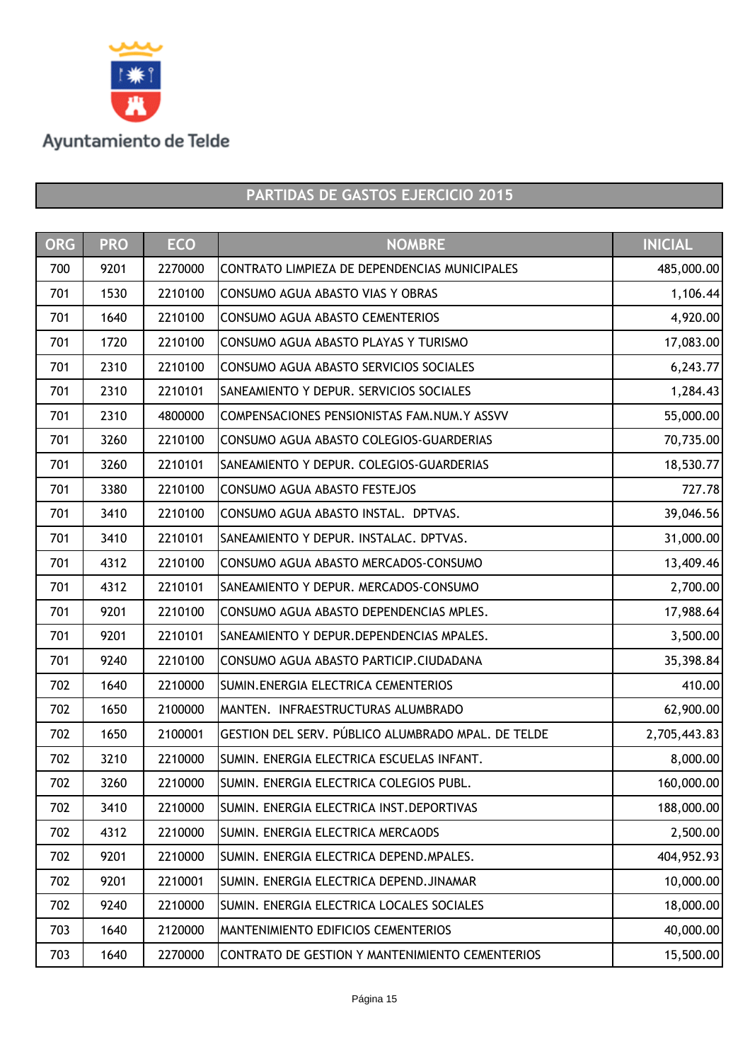Ayuntamiento de Telde

## PARTIDAS DE GASTOS EJERCICIO 2015

| ORG | PRO | ECO | NOMBRE | INICIAL |
|---|---|---|---|---|
| 700 | 9201 | 2270000 | CONTRATO LIMPIEZA DE DEPENDENCIAS MUNICIPALES | 485,000.00 |
| 701 | 1530 | 2210100 | CONSUMO AGUA ABASTO VIAS Y OBRAS | 1,106.44 |
| 701 | 1640 | 2210100 | CONSUMO AGUA ABASTO CEMENTERIOS | 4,920.00 |
| 701 | 1720 | 2210100 | CONSUMO AGUA ABASTO PLAYAS Y TURISMO | 17,083.00 |
| 701 | 2310 | 2210100 | CONSUMO AGUA ABASTO SERVICIOS SOCIALES | 6,243.77 |
| 701 | 2310 | 2210101 | SANEAMIENTO Y DEPUR. SERVICIOS SOCIALES | 1,284.43 |
| 701 | 2310 | 4800000 | COMPENSACIONES PENSIONISTAS FAM.NUM.Y ASSVV | 55,000.00 |
| 701 | 3260 | 2210100 | CONSUMO AGUA ABASTO COLEGIOS-GUARDERIAS | 70,735.00 |
| 701 | 3260 | 2210101 | SANEAMIENTO Y DEPUR. COLEGIOS-GUARDERIAS | 18,530.77 |
| 701 | 3380 | 2210100 | CONSUMO AGUA ABASTO FESTEJOS | 727.78 |
| 701 | 3410 | 2210100 | CONSUMO AGUA ABASTO INSTAL. DPTVAS. | 39,046.56 |
| 701 | 3410 | 2210101 | SANEAMIENTO Y DEPUR. INSTALAC. DPTVAS. | 31,000.00 |
| 701 | 4312 | 2210100 | CONSUMO AGUA ABASTO MERCADOS-CONSUMO | 13,409.46 |
| 701 | 4312 | 2210101 | SANEAMIENTO Y DEPUR. MERCADOS-CONSUMO | 2,700.00 |
| 701 | 9201 | 2210100 | CONSUMO AGUA ABASTO DEPENDENCIAS MPLES. | 17,988.64 |
| 701 | 9201 | 2210101 | SANEAMIENTO Y DEPUR.DEPENDENCIAS MPALES. | 3,500.00 |
| 701 | 9240 | 2210100 | CONSUMO AGUA ABASTO PARTICIP.CIUDADANA | 35,398.84 |
| 702 | 1640 | 2210000 | SUMIN.ENERGIA ELECTRICA CEMENTERIOS | 410.00 |
| 702 | 1650 | 2100000 | MANTEN. INFRAESTRUCTURAS ALUMBRADO | 62,900.00 |
| 702 | 1650 | 2100001 | GESTION DEL SERV. PÚBLICO ALUMBRADO MPAL. DE TELDE | 2,705,443.83 |
| 702 | 3210 | 2210000 | SUMIN. ENERGIA ELECTRICA ESCUELAS INFANT. | 8,000.00 |
| 702 | 3260 | 2210000 | SUMIN. ENERGIA ELECTRICA COLEGIOS PUBL. | 160,000.00 |
| 702 | 3410 | 2210000 | SUMIN. ENERGIA ELECTRICA INST.DEPORTIVAS | 188,000.00 |
| 702 | 4312 | 2210000 | SUMIN. ENERGIA ELECTRICA MERCAODS | 2,500.00 |
| 702 | 9201 | 2210000 | SUMIN. ENERGIA ELECTRICA DEPEND.MPALES. | 404,952.93 |
| 702 | 9201 | 2210001 | SUMIN. ENERGIA ELECTRICA DEPEND.JINAMAR | 10,000.00 |
| 702 | 9240 | 2210000 | SUMIN. ENERGIA ELECTRICA LOCALES SOCIALES | 18,000.00 |
| 703 | 1640 | 2120000 | MANTENIMIENTO EDIFICIOS CEMENTERIOS | 40,000.00 |
| 703 | 1640 | 2270000 | CONTRATO DE GESTION Y MANTENIMIENTO CEMENTERIOS | 15,500.00 |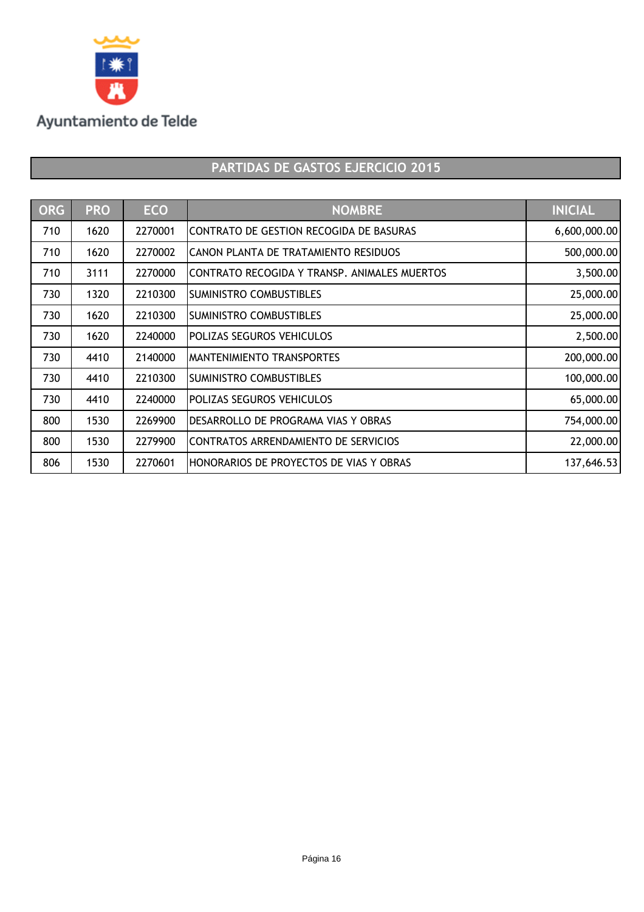Ayuntamiento de Telde

## PARTIDAS DE GASTOS EJERCICIO 2015

| ORG | PRO | ECO | NOMBRE | INICIAL |
|---|---|---|---|---|
| 710 | 1620 | 2270001 | CONTRATO DE GESTION RECOGIDA DE BASURAS | 6,600,000.00 |
| 710 | 1620 | 2270002 | CANON PLANTA DE TRATAMIENTO RESIDUOS | 500,000.00 |
| 710 | 3111 | 2270000 | CONTRATO RECOGIDA Y TRANSP. ANIMALES MUERTOS | 3,500.00 |
| 730 | 1320 | 2210300 | SUMINISTRO COMBUSTIBLES | 25,000.00 |
| 730 | 1620 | 2210300 | SUMINISTRO COMBUSTIBLES | 25,000.00 |
| 730 | 1620 | 2240000 | POLIZAS SEGUROS VEHICULOS | 2,500.00 |
| 730 | 4410 | 2140000 | MANTENIMIENTO TRANSPORTES | 200,000.00 |
| 730 | 4410 | 2210300 | SUMINISTRO COMBUSTIBLES | 100,000.00 |
| 730 | 4410 | 2240000 | POLIZAS SEGUROS VEHICULOS | 65,000.00 |
| 800 | 1530 | 2269900 | DESARROLLO DE PROGRAMA VIAS Y OBRAS | 754,000.00 |
| 800 | 1530 | 2279900 | CONTRATOS ARRENDAMIENTO DE SERVICIOS | 22,000.00 |
| 806 | 1530 | 2270601 | HONORARIOS DE PROYECTOS DE VIAS Y OBRAS | 137,646.53 |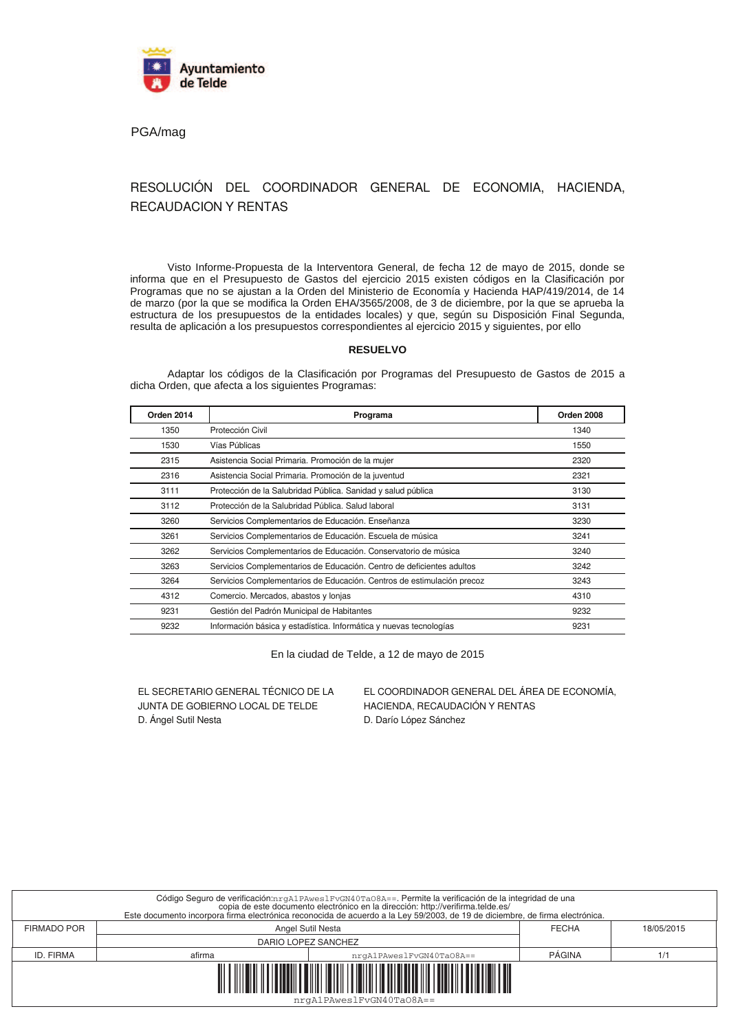PGA/mag

# RESOLUCIÓN DEL COORDINADOR GENERAL DE ECONOMIA, HACIENDA, RECAUDACION Y RENTAS

Visto Informe-Propuesta de la Interventora General, de fecha 12 de mayo de 2015, donde se informa que en el Presupuesto de Gastos del ejercicio 2015 existen códigos en la Clasificación por Programas que no se ajustan a la Orden del Ministerio de Economía y Hacienda HAP/419/2014, de 14 de marzo (por la que se modifica la Orden EHA/3565/2008, de 3 de diciembre, por la que se aprueba la estructura de los presupuestos de las entidades locales) y que, según su Disposición Final Segunda, resulta de aplicación a los presupuestos correspondientes al ejercicio 2015 y siguientes, por ello

**RESUELVO**

Adaptar los códigos de la Clasificación por Programas del Presupuesto de Gastos de 2015 a dicha Orden, que afecta a los siguientes Programas:

| Orden 2014 | Programa | Orden 2008 |
|---|---|---|
| 1350 | Protección Civil | 1340 |
| 1530 | Vías Públicas | 1550 |
| 2315 | Asistencia Social Primaria. Promoción de la mujer | 2320 |
| 2316 | Asistencia Social Primaria. Promoción de la juventud | 2321 |
| 3111 | Protección de la Salubridad Pública. Sanidad y salud pública | 3130 |
| 3112 | Protección de la Salubridad Pública. Salud laboral | 3131 |
| 3260 | Servicios Complementarios de Educación. Enseñanza | 3230 |
| 3261 | Servicios Complementarios de Educación. Escuela de música | 3241 |
| 3262 | Servicios Complementarios de Educación. Conservatorio de música | 3240 |
| 3263 | Servicios Complementarios de Educación. Centro de deficientes adultos | 3242 |
| 3264 | Servicios Complementarios de Educación. Centros de estimulación precoz | 3243 |
| 4312 | Comercio. Mercados, abastos y lonjas | 4310 |
| 9231 | Gestión del Padrón Municipal de Habitantes | 9232 |
| 9232 | Información básica y estadística. Informática y nuevas tecnologías | 9231 |

En la ciudad de Telde, a 12 de mayo de 2015

EL SECRETARIO GENERAL TÉCNICO DE LA JUNTA DE GOBIERNO LOCAL DE TELDE
D. Ángel Sutil Nesta

EL COORDINADOR GENERAL DEL ÁREA DE ECONOMÍA, HACIENDA, RECAUDACIÓN Y RENTAS
D. Darío López Sánchez

Código Seguro de verificación:nrgA1PAwes1FvGN40TaO8A==. Permite la verificación de la integridad de una copia de este documento electrónico en la dirección: http://verifirma.telde.es/
Este documento incorpora firma electrónica reconocida de acuerdo a la Ley 59/2003, de 19 de diciembre, de firma electrónica.

| FIRMADO POR | Angel Sutil Nesta<br>DARIO LOPEZ SANCHEZ | | FECHA | 18/05/2015 |
|---|---|---|---|---|
| ID. FIRMA | afirma | nrgA1PAwes1FvGN40TaO8A== | PÁGINA | 1/1 |

nrgA1PAwes1FvGN40TaO8A==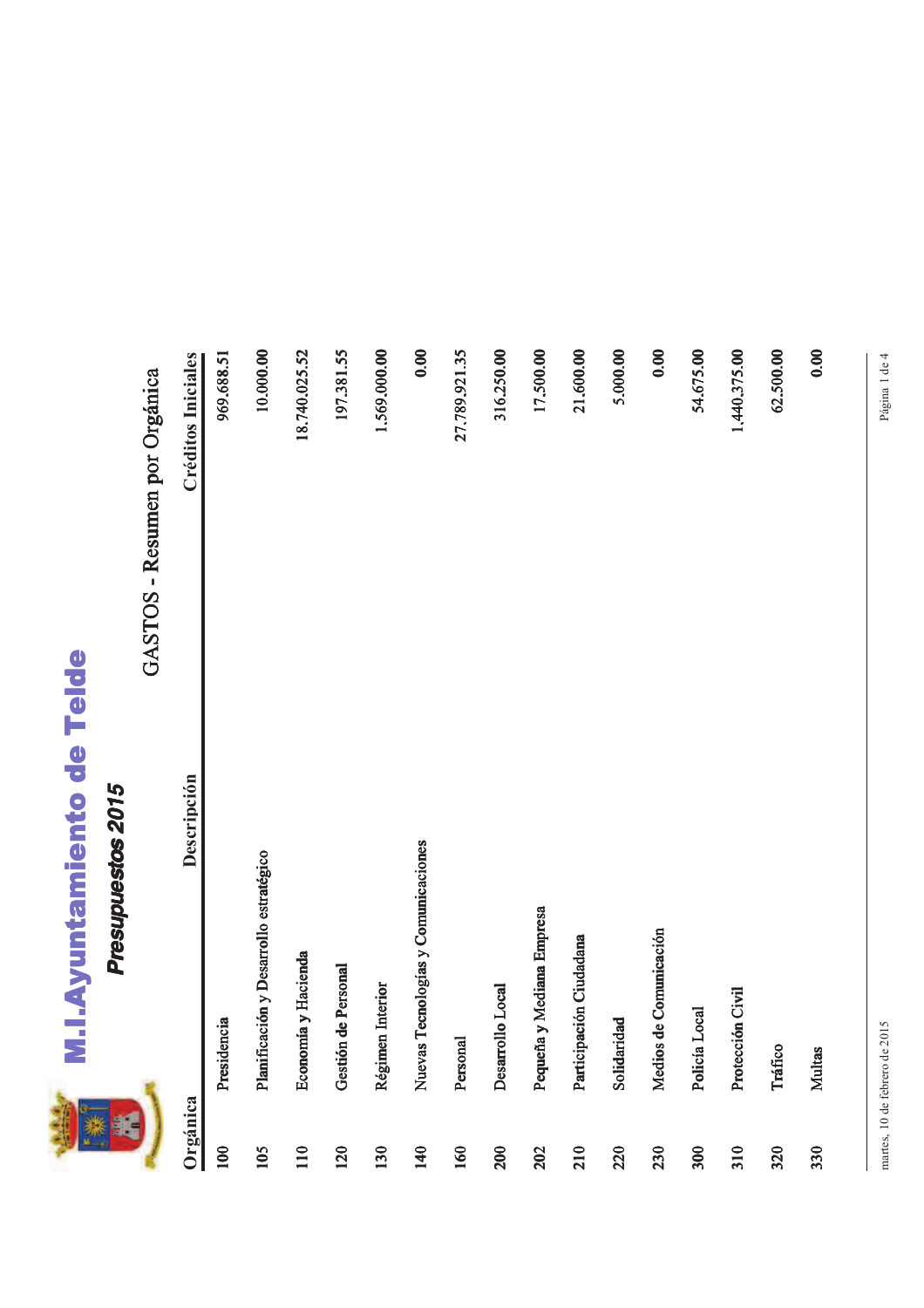# M.I.Ayuntamiento de Telde

## *Presupuestos 2015*

### GASTOS - Resumen por Orgánica

| Orgánica | Descripción | Créditos Iniciales |
|---|---|---|
| 100 | Presidencia | 969.688.51 |
| 105 | Planificación y Desarrollo estratégico | 10.000.00 |
| 110 | Economía y Hacienda | 18.740.025.52 |
| 120 | Gestión de Personal | 197.381.55 |
| 130 | Régimen Interior | 1.569.000.00 |
| 140 | Nuevas Tecnologías y Comunicaciones | 0.00 |
| 160 | Personal | 27.789.921.35 |
| 200 | Desarrollo Local | 316.250.00 |
| 202 | Pequeña y Mediana Empresa | 17.500.00 |
| 210 | Participación Ciudadana | 21.600.00 |
| 220 | Solidaridad | 5.000.00 |
| 230 | Medios de Comunicación | 0.00 |
| 300 | Policía Local | 54.675.00 |
| 310 | Protección Civil | 1.440.375.00 |
| 320 | Tráfico | 62.500.00 |
| 330 | Multas | 0.00 |

martes, 10 de febrero de 2015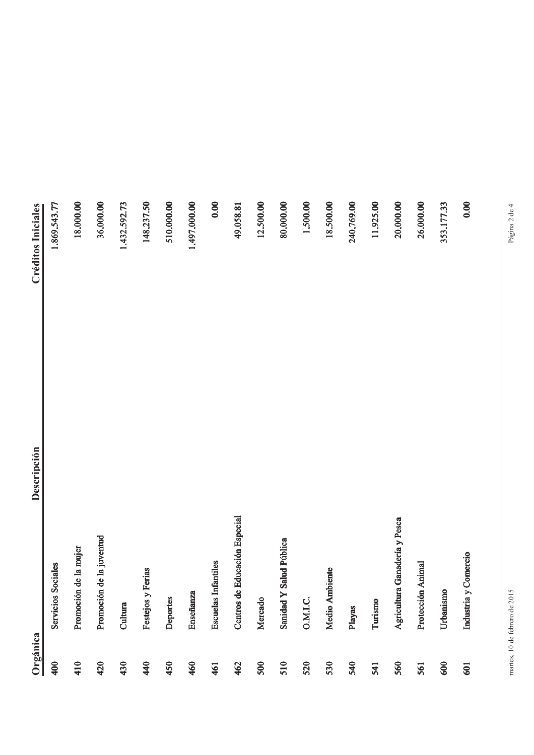| Orgánica | Descripción | Créditos Iniciales |
|---|---|---|
| 400 | Servicios Sociales | 1.869.543.77 |
| 410 | Promoción de la mujer | 18.000.00 |
| 420 | Promoción de la juventud | 36.000.00 |
| 430 | Cultura | 1.432.592.73 |
| 440 | Festejos y Ferias | 148.237.50 |
| 450 | Deportes | 510.000.00 |
| 460 | Enseñanza | 1.497.000.00 |
| 461 | Escuelas Infantiles | 0.00 |
| 462 | Centros de Educación Especial | 49.058.81 |
| 500 | Mercado | 12.500.00 |
| 510 | Sanidad Y Salud Pública | 80.000.00 |
| 520 | O.M.I.C. | 1.500.00 |
| 530 | Medio Ambiente | 18.500.00 |
| 540 | Playas | 240.769.00 |
| 541 | Turismo | 11.925.00 |
| 560 | Agricultura Ganadería y Pesca | 20.000.00 |
| 561 | Protección Animal | 26.000.00 |
| 600 | Urbanismo | 353.177.33 |
| 601 | Industria y Comercio | 0.00 |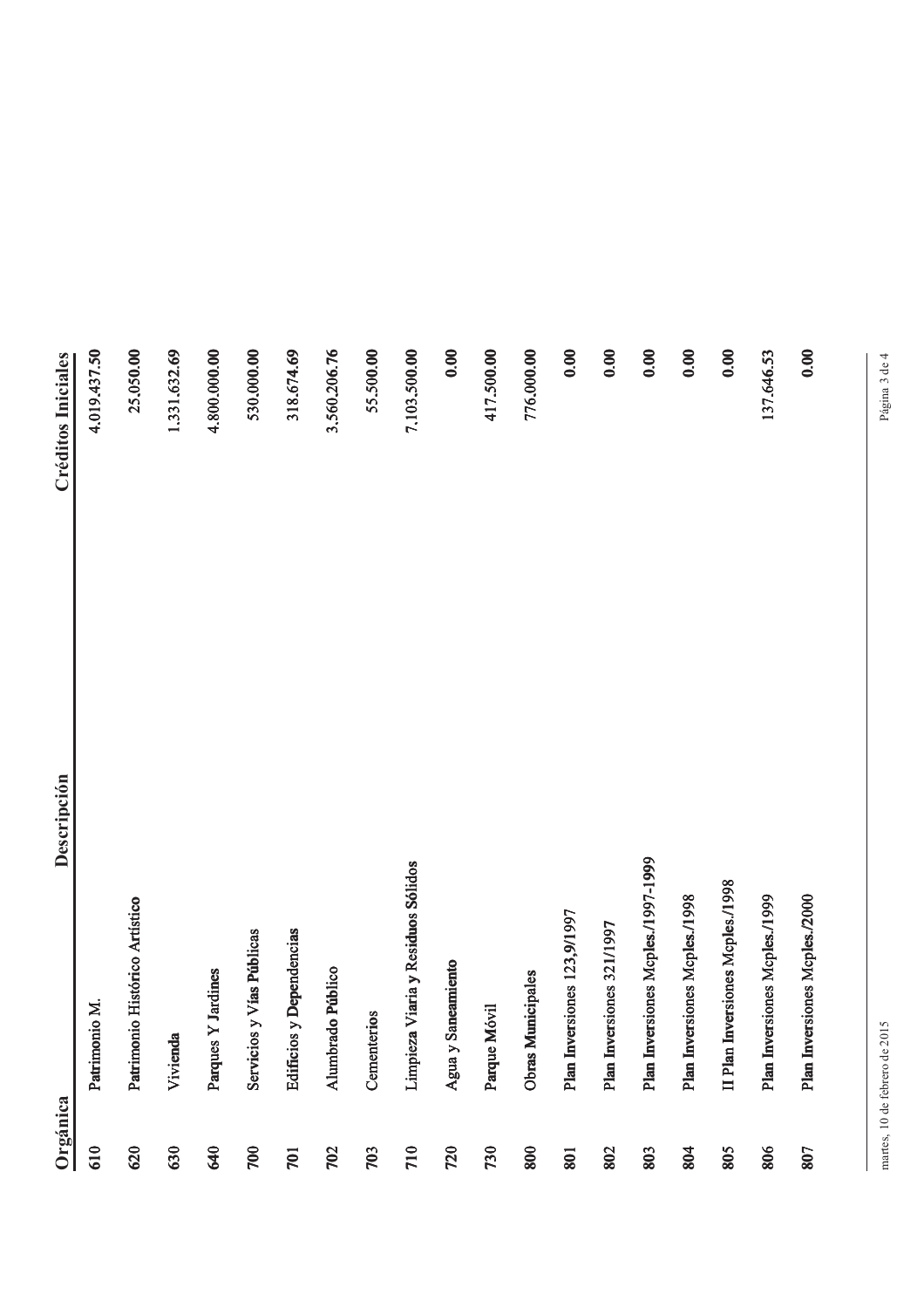| Orgánica | Descripción | Créditos Iniciales |
|---|---|---|
| 610 | Patrimonio M. | 4.019.437.50 |
| 620 | Patrimonio Histórico Artístico | 25.050.00 |
| 630 | Vivienda | 1.331.632.69 |
| 640 | Parques Y Jardines | 4.800.000.00 |
| 700 | Servicios y Vías Públicas | 530.000.00 |
| 701 | Edificios y Dependencias | 318.674.69 |
| 702 | Alumbrado Público | 3.560.206.76 |
| 703 | Cementerios | 55.500.00 |
| 710 | Limpieza Viaria y Residuos Sólidos | 7.103.500.00 |
| 720 | Agua y Saneamiento | 0.00 |
| 730 | Parque Móvil | 417.500.00 |
| 800 | Obras Municipales | 776.000.00 |
| 801 | Plan Inversiones 123,9/1997 | 0.00 |
| 802 | Plan Inversiones 321/1997 | 0.00 |
| 803 | Plan Inversiones Mcples./1997-1999 | 0.00 |
| 804 | Plan Inversiones Mcples./1998 | 0.00 |
| 805 | II Plan Inversiones Mcples./1998 | 0.00 |
| 806 | Plan Inversiones Mcples./1999 | 137.646.53 |
| 807 | Plan Inversiones Mcples./2000 | 0.00 |

martes, 10 de febrero de 2015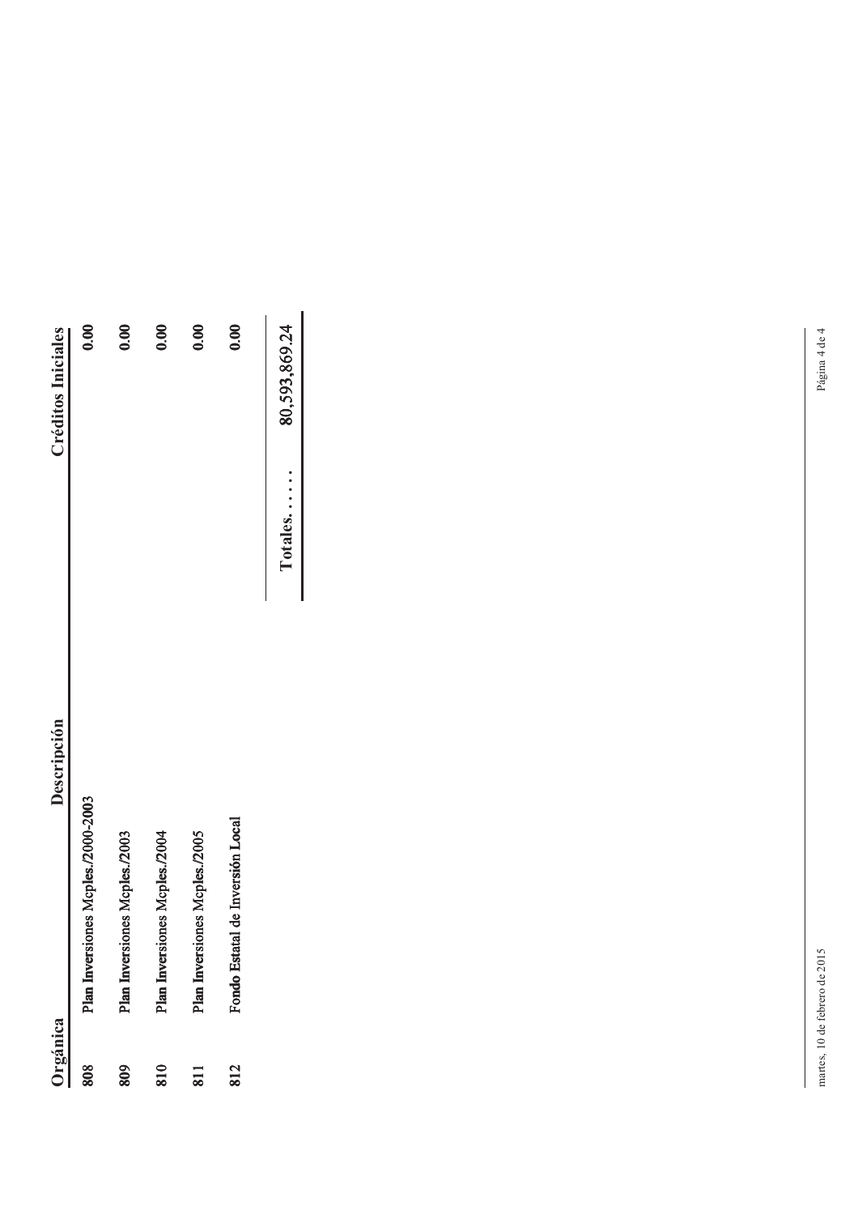| Orgánica | Descripción | Créditos Iniciales |
|---|---|---|
| 808 | Plan Inversiones Mcples./2000-2003 | 0.00 |
| 809 | Plan Inversiones Mcples./2003 | 0.00 |
| 810 | Plan Inversiones Mcples./2004 | 0.00 |
| 811 | Plan Inversiones Mcples./2005 | 0.00 |
| 812 | Fondo Estatal de Inversión Local | 0.00 |
| | Totales...... | 80,593,869.24 |

martes, 10 de febrero de 2015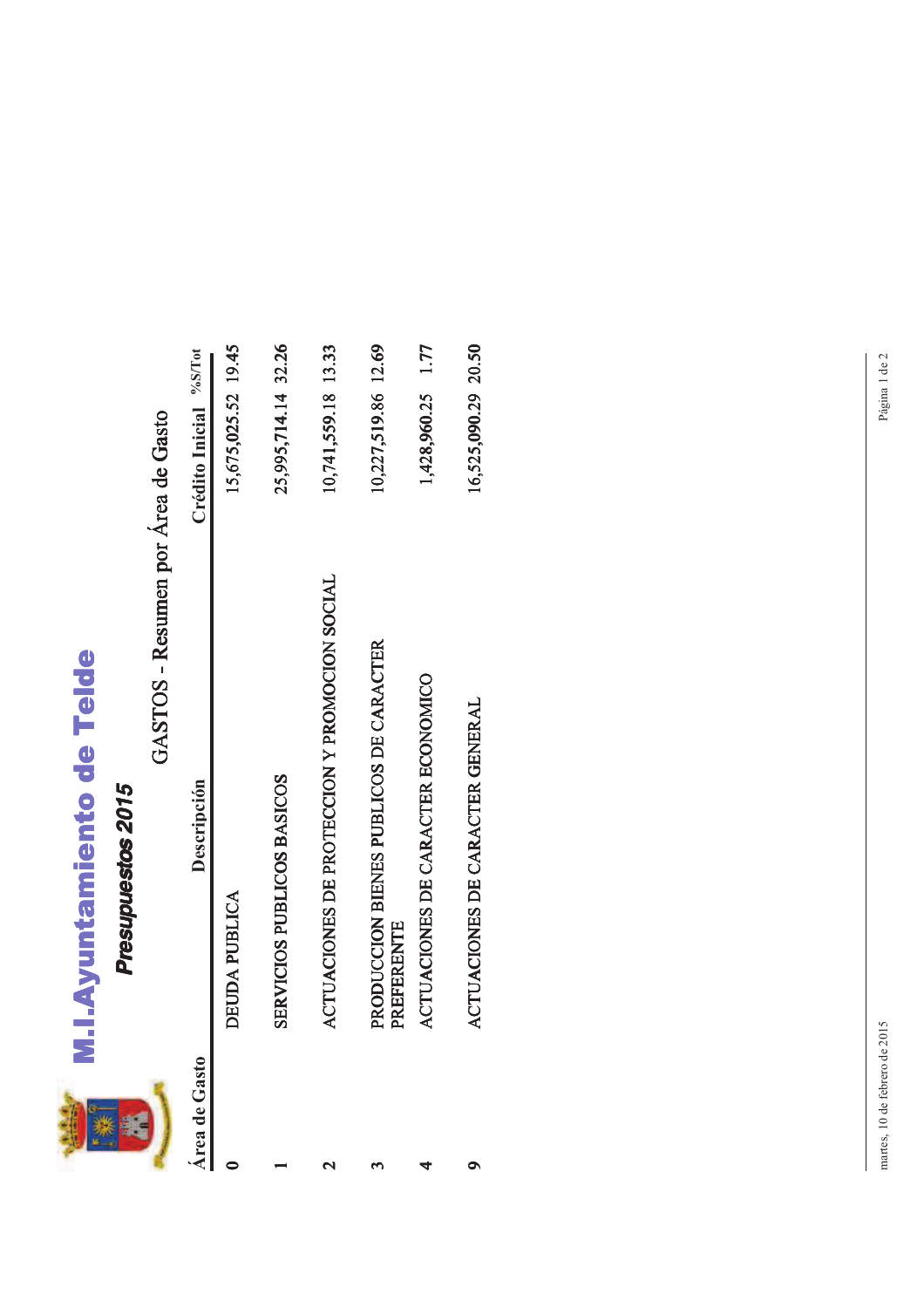# M.I.Ayuntamiento de Telde

## *Presupuestos 2015*

### GASTOS - Resumen por Área de Gasto

| Área de Gasto | Descripción | Crédito Inicial | %S/Tot |
|---|---|---|---|
| **0** | DEUDA PUBLICA | 15,675,025.52 | 19.45 |
| **1** | SERVICIOS PUBLICOS BASICOS | 25,995,714.14 | 32.26 |
| **2** | ACTUACIONES DE PROTECCION Y PROMOCION SOCIAL | 10,741,559.18 | 13.33 |
| **3** | PRODUCCION BIENES PUBLICOS DE CARACTER PREFERENTE | 10,227,519.86 | 12.69 |
| **4** | ACTUACIONES DE CARACTER ECONOMICO | 1,428,960.25 | 1.77 |
| **9** | ACTUACIONES DE CARACTER GENERAL | 16,525,090.29 | 20.50 |

martes, 10 de febrero de 2015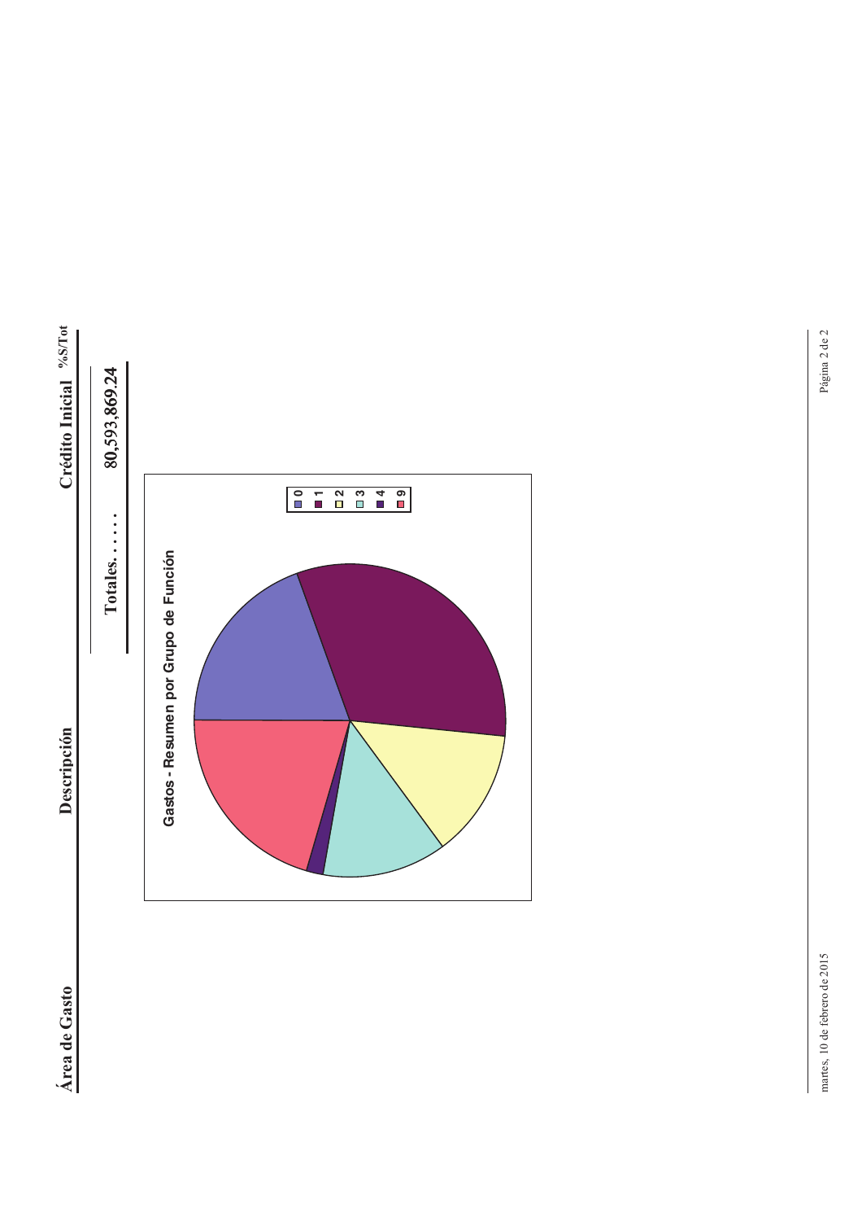| Área de Gasto | Descripción | Crédito Inicial | %S/Tot |
|---|---|---|---|
| | Totales. . . . . . | 80,593,869.24 | |

**Gastos - Resumen por Grupo de Función**

0
1
2
3
4
9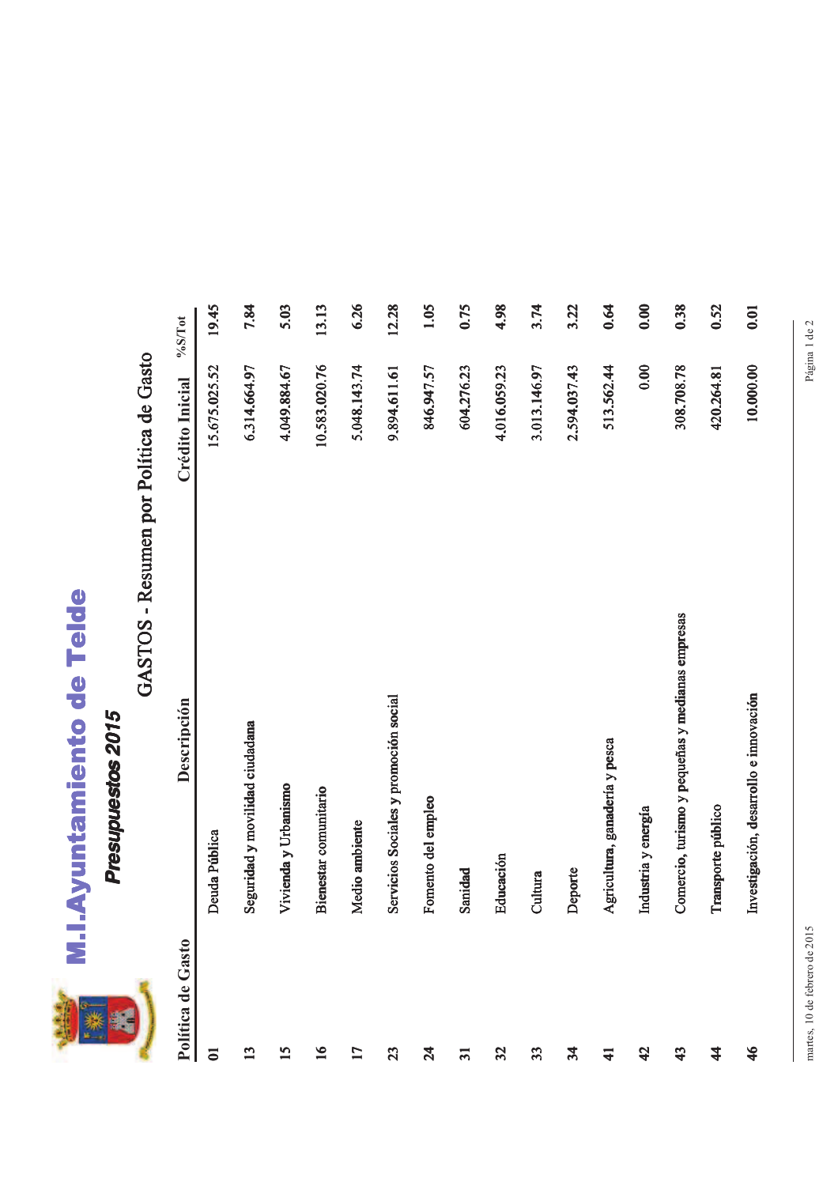# M.I.Ayuntamiento de Telde

## *Presupuestos 2015*

### GASTOS - Resumen por Política de Gasto

| Política de Gasto | Descripción | Crédito Inicial | %S/Tot |
|---|---|---|---|
| 01 | Deuda Pública | 15.675.025,52 | 19,45 |
| 13 | Seguridad y movilidad ciudadana | 6.314.664,97 | 7,84 |
| 15 | Vivienda y Urbanismo | 4.049.884,67 | 5,03 |
| 16 | Bienestar comunitario | 10.583.020,76 | 13,13 |
| 17 | Medio ambiente | 5.048.143,74 | 6,26 |
| 23 | Servicios Sociales y promoción social | 9.894.611,61 | 12,28 |
| 24 | Fomento del empleo | 846.947,57 | 1,05 |
| 31 | Sanidad | 604.276,23 | 0,75 |
| 32 | Educación | 4.016.059,23 | 4,98 |
| 33 | Cultura | 3.013.146,97 | 3,74 |
| 34 | Deporte | 2.594.037,43 | 3,22 |
| 41 | Agricultura, ganadería y pesca | 513.562,44 | 0,64 |
| 42 | Industria y energía | 0,00 | 0,00 |
| 43 | Comercio, turismo y pequeñas y medianas empresas | 308.708,78 | 0,38 |
| 44 | Transporte público | 420.264,81 | 0,52 |
| 46 | Investigación, desarrollo e innovación | 10.000,00 | 0,01 |

martes, 10 de febrero de 2015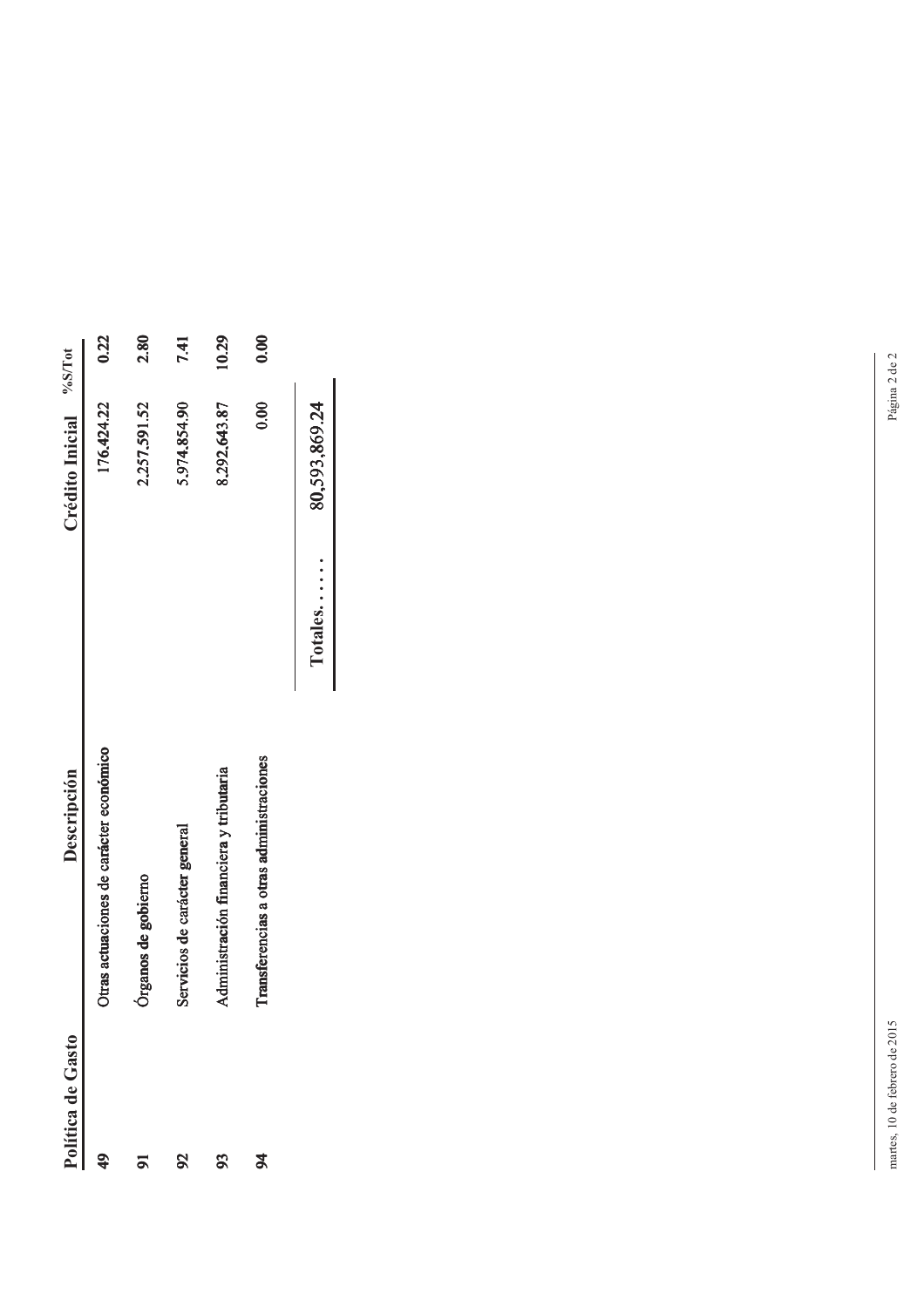| Política de Gasto | Descripción | Crédito Inicial | %S/Tot |
|---|---|---|---|
| 49 | Otras actuaciones de carácter económico | 176.424.22 | 0.22 |
| 91 | Órganos de gobierno | 2.257.591.52 | 2.80 |
| 92 | Servicios de carácter general | 5.974.854.90 | 7.41 |
| 93 | Administración financiera y tributaria | 8.292.643.87 | 10.29 |
| 94 | Transferencias a otras administraciones | 0.00 | 0.00 |
| | **Totales. . . . . .** | **80,593,869.24** | |

martes, 10 de febrero de 2015